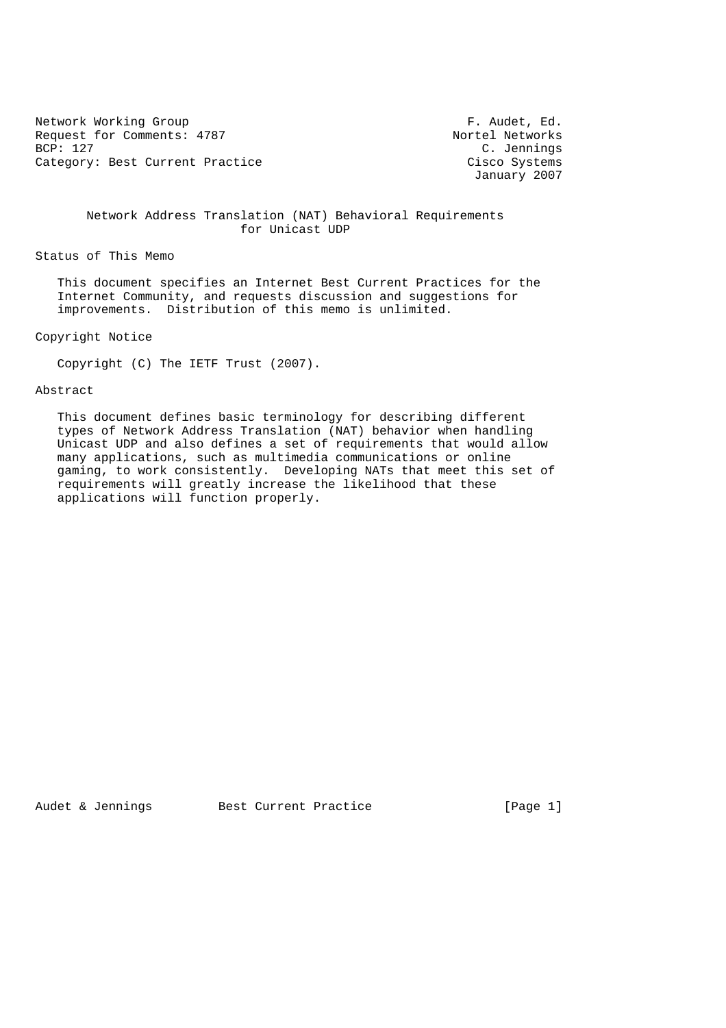Network Working Group F. Audet, Ed.
Request for Comments: 4787 Nortel Networks
BCP: 127 C. Jennings
Category: Best Current Practice Cisco Systems
January 2007

# Network Address Translation (NAT) Behavioral Requirements for Unicast UDP

## Status of This Memo

This document specifies an Internet Best Current Practices for the Internet Community, and requests discussion and suggestions for improvements. Distribution of this memo is unlimited.

## Copyright Notice

Copyright (C) The IETF Trust (2007).

## Abstract

This document defines basic terminology for describing different types of Network Address Translation (NAT) behavior when handling Unicast UDP and also defines a set of requirements that would allow many applications, such as multimedia communications or online gaming, to work consistently. Developing NATs that meet this set of requirements will greatly increase the likelihood that these applications will function properly.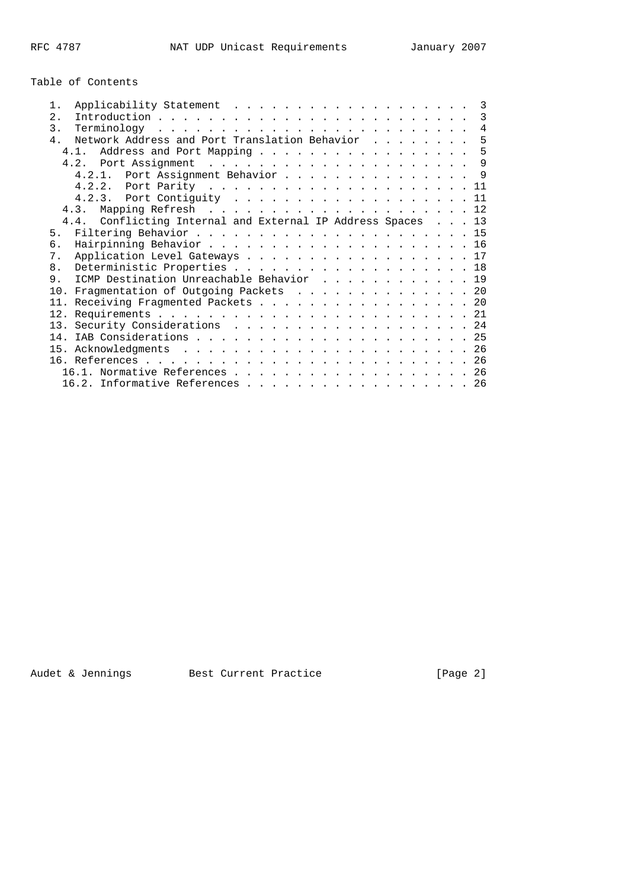## Table of Contents

```
   1.  Applicability Statement  . . . . . . . . . . . . . . . . . . .  3
   2.  Introduction . . . . . . . . . . . . . . . . . . . . . . . . .  3
   3.  Terminology  . . . . . . . . . . . . . . . . . . . . . . . . .  4
   4.  Network Address and Port Translation Behavior  . . . . . . . .  5
     4.1.  Address and Port Mapping . . . . . . . . . . . . . . . . .  5
     4.2.  Port Assignment  . . . . . . . . . . . . . . . . . . . . .  9
       4.2.1.  Port Assignment Behavior . . . . . . . . . . . . . . .  9
       4.2.2.  Port Parity  . . . . . . . . . . . . . . . . . . . . . 11
       4.2.3.  Port Contiguity  . . . . . . . . . . . . . . . . . . . 11
     4.3.  Mapping Refresh  . . . . . . . . . . . . . . . . . . . . . 12
     4.4.  Conflicting Internal and External IP Address Spaces  . . . 13
   5.  Filtering Behavior . . . . . . . . . . . . . . . . . . . . . . 15
   6.  Hairpinning Behavior . . . . . . . . . . . . . . . . . . . . . 16
   7.  Application Level Gateways . . . . . . . . . . . . . . . . . . 17
   8.  Deterministic Properties . . . . . . . . . . . . . . . . . . . 18
   9.  ICMP Destination Unreachable Behavior  . . . . . . . . . . . . 19
   10. Fragmentation of Outgoing Packets  . . . . . . . . . . . . . . 20
   11. Receiving Fragmented Packets . . . . . . . . . . . . . . . . . 20
   12. Requirements . . . . . . . . . . . . . . . . . . . . . . . . . 21
   13. Security Considerations  . . . . . . . . . . . . . . . . . . . 24
   14. IAB Considerations . . . . . . . . . . . . . . . . . . . . . . 25
   15. Acknowledgments  . . . . . . . . . . . . . . . . . . . . . . . 26
   16. References . . . . . . . . . . . . . . . . . . . . . . . . . . 26
     16.1. Normative References . . . . . . . . . . . . . . . . . . . 26
     16.2. Informative References . . . . . . . . . . . . . . . . . . 26
```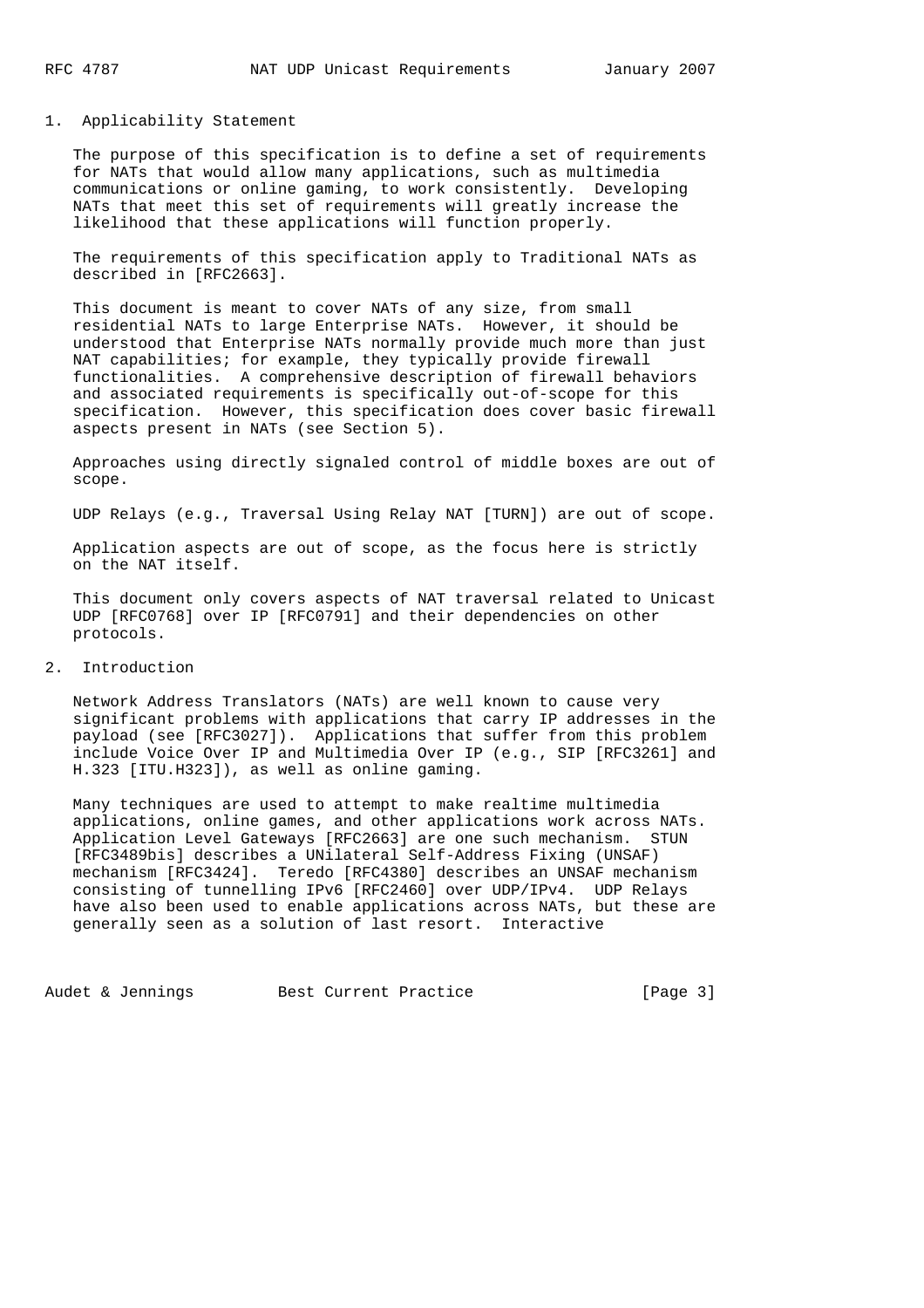## 1. Applicability Statement

The purpose of this specification is to define a set of requirements for NATs that would allow many applications, such as multimedia communications or online gaming, to work consistently. Developing NATs that meet this set of requirements will greatly increase the likelihood that these applications will function properly.

The requirements of this specification apply to Traditional NATs as described in [RFC2663].

This document is meant to cover NATs of any size, from small residential NATs to large Enterprise NATs. However, it should be understood that Enterprise NATs normally provide much more than just NAT capabilities; for example, they typically provide firewall functionalities. A comprehensive description of firewall behaviors and associated requirements is specifically out-of-scope for this specification. However, this specification does cover basic firewall aspects present in NATs (see Section 5).

Approaches using directly signaled control of middle boxes are out of scope.

UDP Relays (e.g., Traversal Using Relay NAT [TURN]) are out of scope.

Application aspects are out of scope, as the focus here is strictly on the NAT itself.

This document only covers aspects of NAT traversal related to Unicast UDP [RFC0768] over IP [RFC0791] and their dependencies on other protocols.

## 2. Introduction

Network Address Translators (NATs) are well known to cause very significant problems with applications that carry IP addresses in the payload (see [RFC3027]). Applications that suffer from this problem include Voice Over IP and Multimedia Over IP (e.g., SIP [RFC3261] and H.323 [ITU.H323]), as well as online gaming.

Many techniques are used to attempt to make realtime multimedia applications, online games, and other applications work across NATs. Application Level Gateways [RFC2663] are one such mechanism. STUN [RFC3489bis] describes a UNilateral Self-Address Fixing (UNSAF) mechanism [RFC3424]. Teredo [RFC4380] describes an UNSAF mechanism consisting of tunnelling IPv6 [RFC2460] over UDP/IPv4. UDP Relays have also been used to enable applications across NATs, but these are generally seen as a solution of last resort. Interactive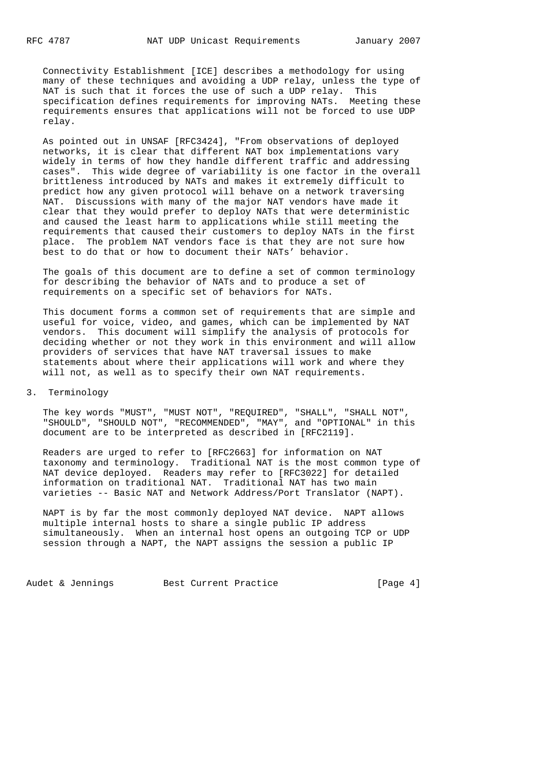Connectivity Establishment [ICE] describes a methodology for using many of these techniques and avoiding a UDP relay, unless the type of NAT is such that it forces the use of such a UDP relay. This specification defines requirements for improving NATs. Meeting these requirements ensures that applications will not be forced to use UDP relay.

As pointed out in UNSAF [RFC3424], "From observations of deployed networks, it is clear that different NAT box implementations vary widely in terms of how they handle different traffic and addressing cases". This wide degree of variability is one factor in the overall brittleness introduced by NATs and makes it extremely difficult to predict how any given protocol will behave on a network traversing NAT. Discussions with many of the major NAT vendors have made it clear that they would prefer to deploy NATs that were deterministic and caused the least harm to applications while still meeting the requirements that caused their customers to deploy NATs in the first place. The problem NAT vendors face is that they are not sure how best to do that or how to document their NATs' behavior.

The goals of this document are to define a set of common terminology for describing the behavior of NATs and to produce a set of requirements on a specific set of behaviors for NATs.

This document forms a common set of requirements that are simple and useful for voice, video, and games, which can be implemented by NAT vendors. This document will simplify the analysis of protocols for deciding whether or not they work in this environment and will allow providers of services that have NAT traversal issues to make statements about where their applications will work and where they will not, as well as to specify their own NAT requirements.

## 3. Terminology

The key words "MUST", "MUST NOT", "REQUIRED", "SHALL", "SHALL NOT", "SHOULD", "SHOULD NOT", "RECOMMENDED", "MAY", and "OPTIONAL" in this document are to be interpreted as described in [RFC2119].

Readers are urged to refer to [RFC2663] for information on NAT taxonomy and terminology. Traditional NAT is the most common type of NAT device deployed. Readers may refer to [RFC3022] for detailed information on traditional NAT. Traditional NAT has two main varieties -- Basic NAT and Network Address/Port Translator (NAPT).

NAPT is by far the most commonly deployed NAT device. NAPT allows multiple internal hosts to share a single public IP address simultaneously. When an internal host opens an outgoing TCP or UDP session through a NAPT, the NAPT assigns the session a public IP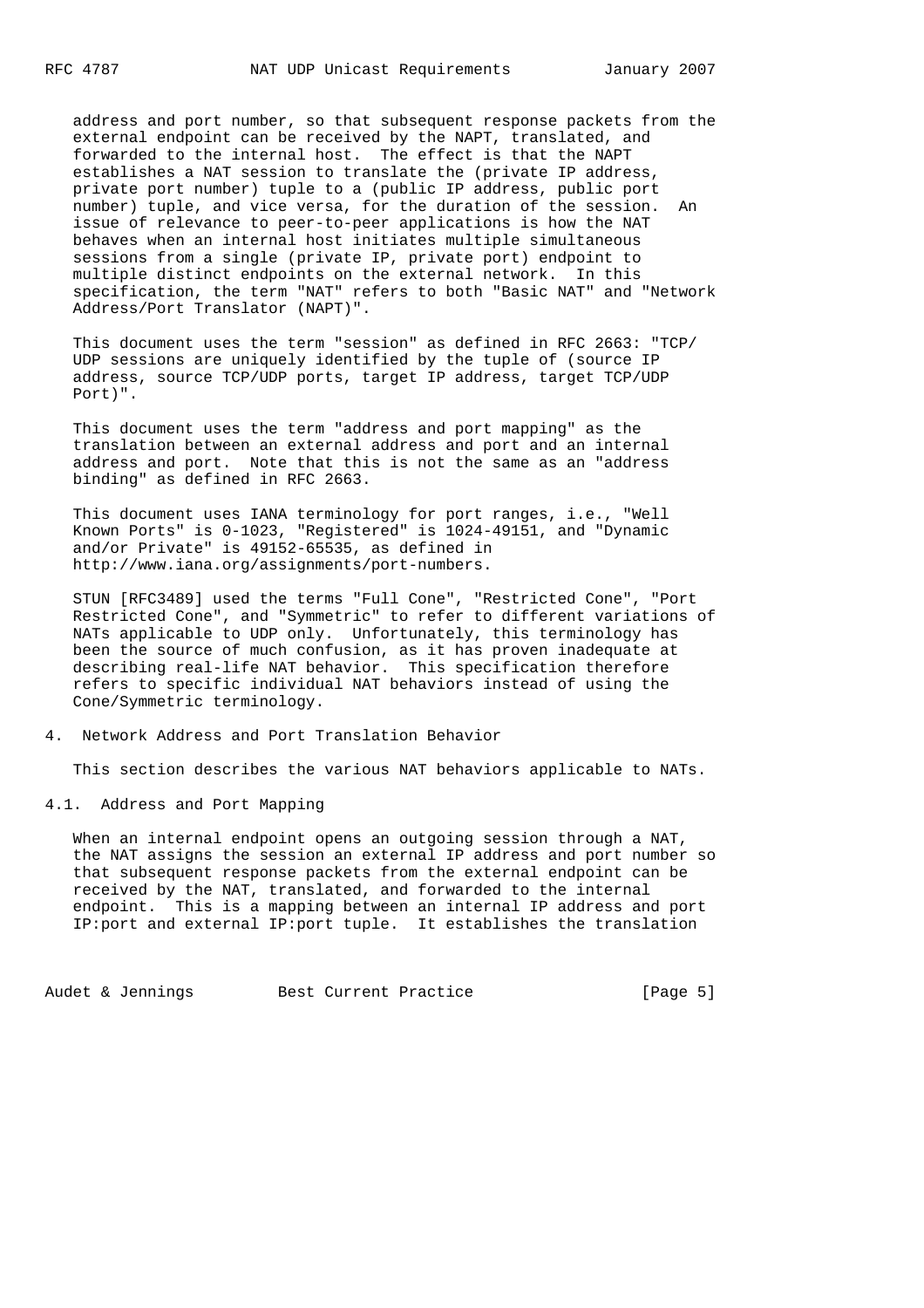address and port number, so that subsequent response packets from the external endpoint can be received by the NAPT, translated, and forwarded to the internal host. The effect is that the NAPT establishes a NAT session to translate the (private IP address, private port number) tuple to a (public IP address, public port number) tuple, and vice versa, for the duration of the session. An issue of relevance to peer-to-peer applications is how the NAT behaves when an internal host initiates multiple simultaneous sessions from a single (private IP, private port) endpoint to multiple distinct endpoints on the external network. In this specification, the term "NAT" refers to both "Basic NAT" and "Network Address/Port Translator (NAPT)".

This document uses the term "session" as defined in RFC 2663: "TCP/UDP sessions are uniquely identified by the tuple of (source IP address, source TCP/UDP ports, target IP address, target TCP/UDP Port)".

This document uses the term "address and port mapping" as the translation between an external address and port and an internal address and port. Note that this is not the same as an "address binding" as defined in RFC 2663.

This document uses IANA terminology for port ranges, i.e., "Well Known Ports" is 0-1023, "Registered" is 1024-49151, and "Dynamic and/or Private" is 49152-65535, as defined in http://www.iana.org/assignments/port-numbers.

STUN [RFC3489] used the terms "Full Cone", "Restricted Cone", "Port Restricted Cone", and "Symmetric" to refer to different variations of NATs applicable to UDP only. Unfortunately, this terminology has been the source of much confusion, as it has proven inadequate at describing real-life NAT behavior. This specification therefore refers to specific individual NAT behaviors instead of using the Cone/Symmetric terminology.

## 4. Network Address and Port Translation Behavior

This section describes the various NAT behaviors applicable to NATs.

### 4.1. Address and Port Mapping

When an internal endpoint opens an outgoing session through a NAT, the NAT assigns the session an external IP address and port number so that subsequent response packets from the external endpoint can be received by the NAT, translated, and forwarded to the internal endpoint. This is a mapping between an internal IP address and port IP:port and external IP:port tuple. It establishes the translation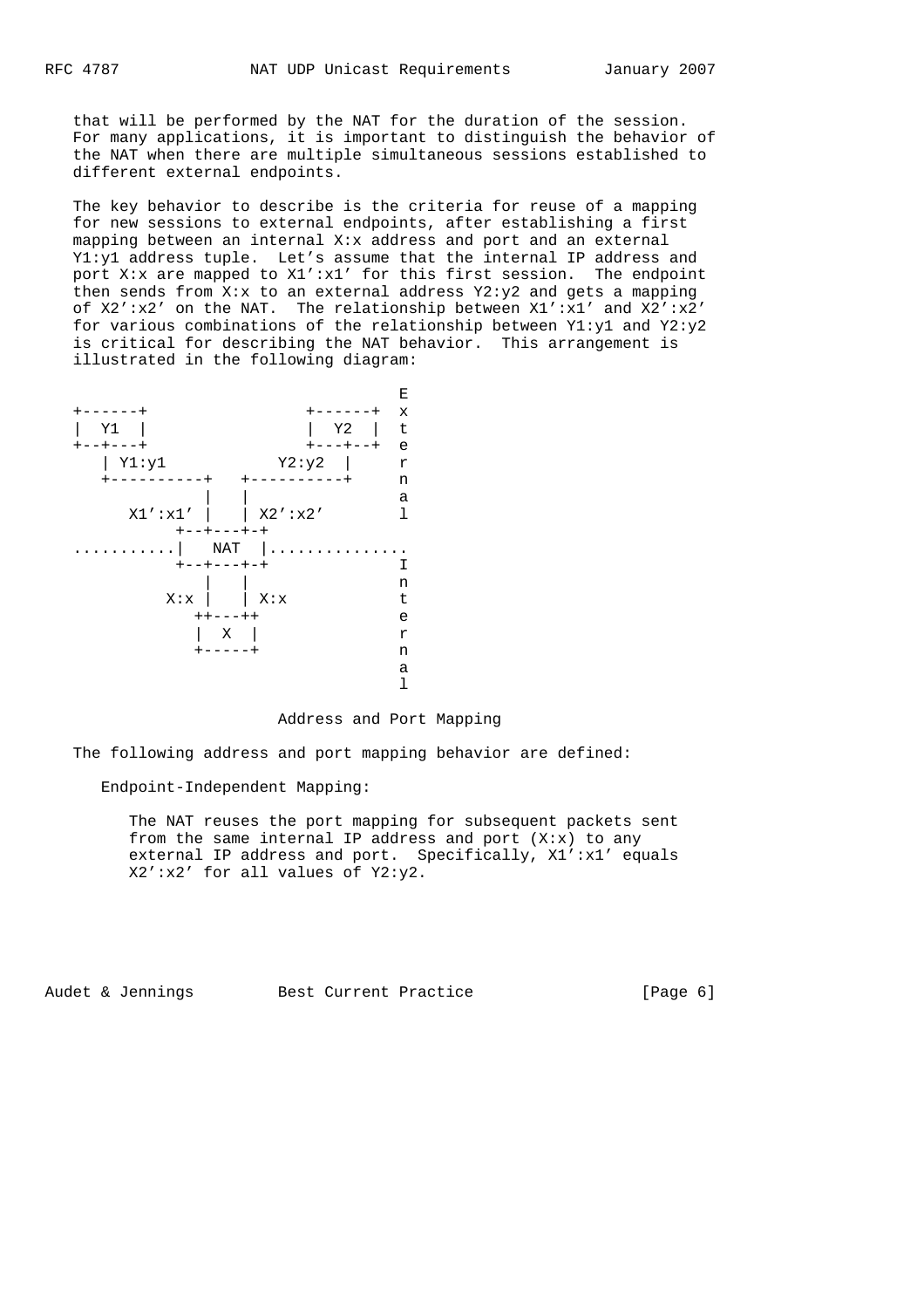that will be performed by the NAT for the duration of the session. For many applications, it is important to distinguish the behavior of the NAT when there are multiple simultaneous sessions established to different external endpoints.

The key behavior to describe is the criteria for reuse of a mapping for new sessions to external endpoints, after establishing a first mapping between an internal X:x address and port and an external Y1:y1 address tuple. Let's assume that the internal IP address and port X:x are mapped to X1':x1' for this first session. The endpoint then sends from X:x to an external address Y2:y2 and gets a mapping of X2':x2' on the NAT. The relationship between X1':x1' and X2':x2' for various combinations of the relationship between Y1:y1 and Y2:y2 is critical for describing the NAT behavior. This arrangement is illustrated in the following diagram:

```
                                        E
  +------+               +------+       x
  |  Y1  |               |  Y2  |       t
  +--+---+               +---+--+       e
     | Y1:y1            Y2:y2 |         r
     +----------+   +----------+        n
                |   |                   a
      X1':x1'   |   | X2':x2'           l
            +--+---+-+
  ..........|  NAT   |...............
            +--+---+-+                  I
               |   |                    n
          X:x  |   | X:x                t
              ++---++                   e
              |  X  |                   r
              +-----+                   n
                                        a
                                        l
```

Address and Port Mapping

The following address and port mapping behavior are defined:

Endpoint-Independent Mapping:

The NAT reuses the port mapping for subsequent packets sent from the same internal IP address and port (X:x) to any external IP address and port. Specifically, X1':x1' equals X2':x2' for all values of Y2:y2.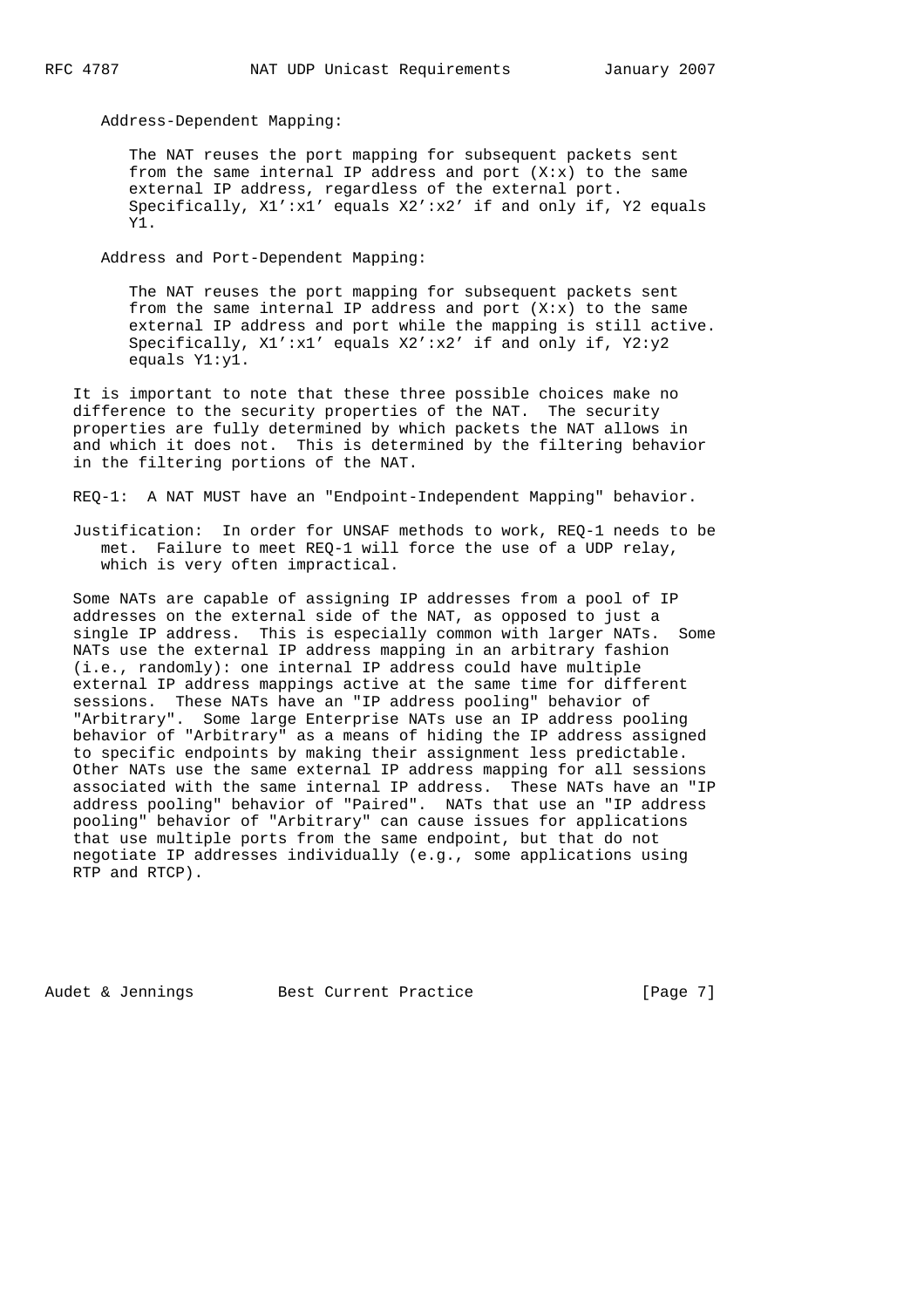Address-Dependent Mapping:

The NAT reuses the port mapping for subsequent packets sent from the same internal IP address and port (X:x) to the same external IP address, regardless of the external port. Specifically, X1':x1' equals X2':x2' if and only if, Y2 equals Y1.

Address and Port-Dependent Mapping:

The NAT reuses the port mapping for subsequent packets sent from the same internal IP address and port (X:x) to the same external IP address and port while the mapping is still active. Specifically, X1':x1' equals X2':x2' if and only if, Y2:y2 equals Y1:y1.

It is important to note that these three possible choices make no difference to the security properties of the NAT. The security properties are fully determined by which packets the NAT allows in and which it does not. This is determined by the filtering behavior in the filtering portions of the NAT.

REQ-1: A NAT MUST have an "Endpoint-Independent Mapping" behavior.

Justification: In order for UNSAF methods to work, REQ-1 needs to be met. Failure to meet REQ-1 will force the use of a UDP relay, which is very often impractical.

Some NATs are capable of assigning IP addresses from a pool of IP addresses on the external side of the NAT, as opposed to just a single IP address. This is especially common with larger NATs. Some NATs use the external IP address mapping in an arbitrary fashion (i.e., randomly): one internal IP address could have multiple external IP address mappings active at the same time for different sessions. These NATs have an "IP address pooling" behavior of "Arbitrary". Some large Enterprise NATs use an IP address pooling behavior of "Arbitrary" as a means of hiding the IP address assigned to specific endpoints by making their assignment less predictable. Other NATs use the same external IP address mapping for all sessions associated with the same internal IP address. These NATs have an "IP address pooling" behavior of "Paired". NATs that use an "IP address pooling" behavior of "Arbitrary" can cause issues for applications that use multiple ports from the same endpoint, but that do not negotiate IP addresses individually (e.g., some applications using RTP and RTCP).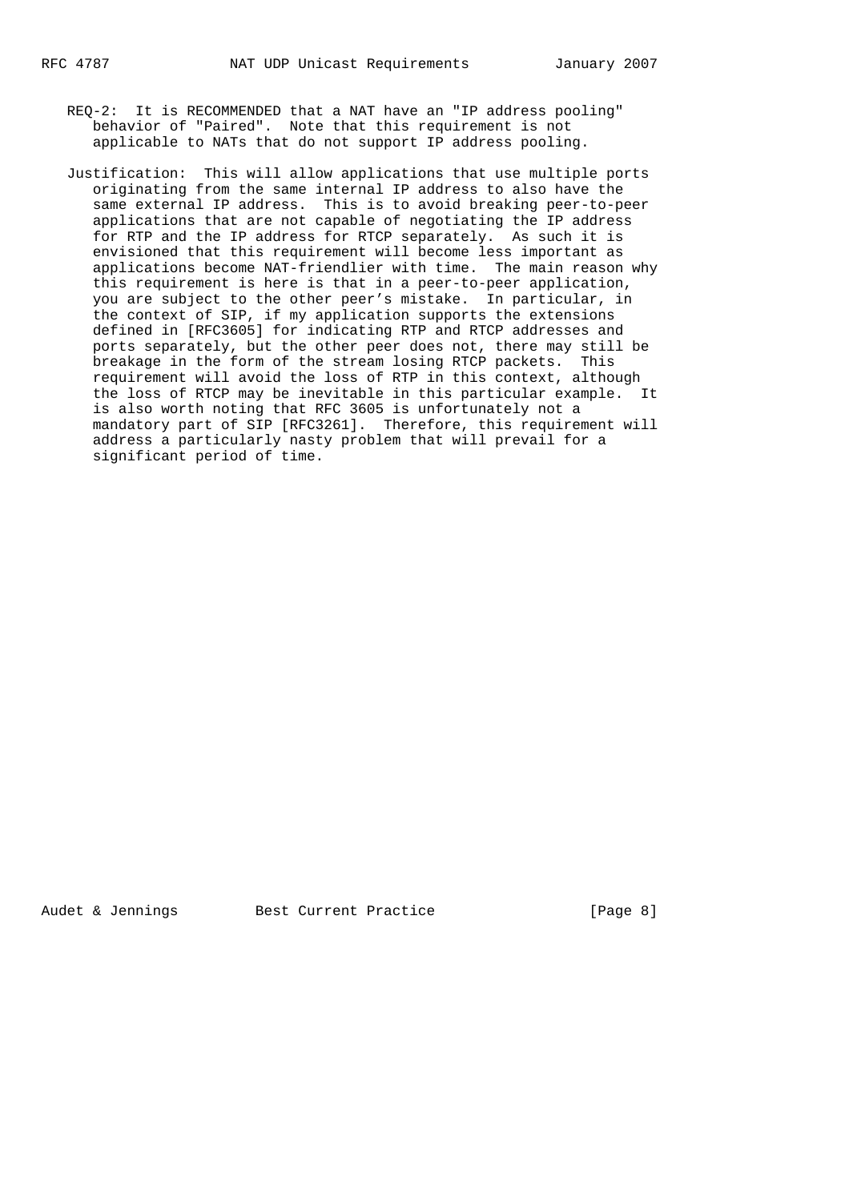REQ-2: It is RECOMMENDED that a NAT have an "IP address pooling" behavior of "Paired". Note that this requirement is not applicable to NATs that do not support IP address pooling.

Justification: This will allow applications that use multiple ports originating from the same internal IP address to also have the same external IP address. This is to avoid breaking peer-to-peer applications that are not capable of negotiating the IP address for RTP and the IP address for RTCP separately. As such it is envisioned that this requirement will become less important as applications become NAT-friendlier with time. The main reason why this requirement is here is that in a peer-to-peer application, you are subject to the other peer's mistake. In particular, in the context of SIP, if my application supports the extensions defined in [RFC3605] for indicating RTP and RTCP addresses and ports separately, but the other peer does not, there may still be breakage in the form of the stream losing RTCP packets. This requirement will avoid the loss of RTP in this context, although the loss of RTCP may be inevitable in this particular example. It is also worth noting that RFC 3605 is unfortunately not a mandatory part of SIP [RFC3261]. Therefore, this requirement will address a particularly nasty problem that will prevail for a significant period of time.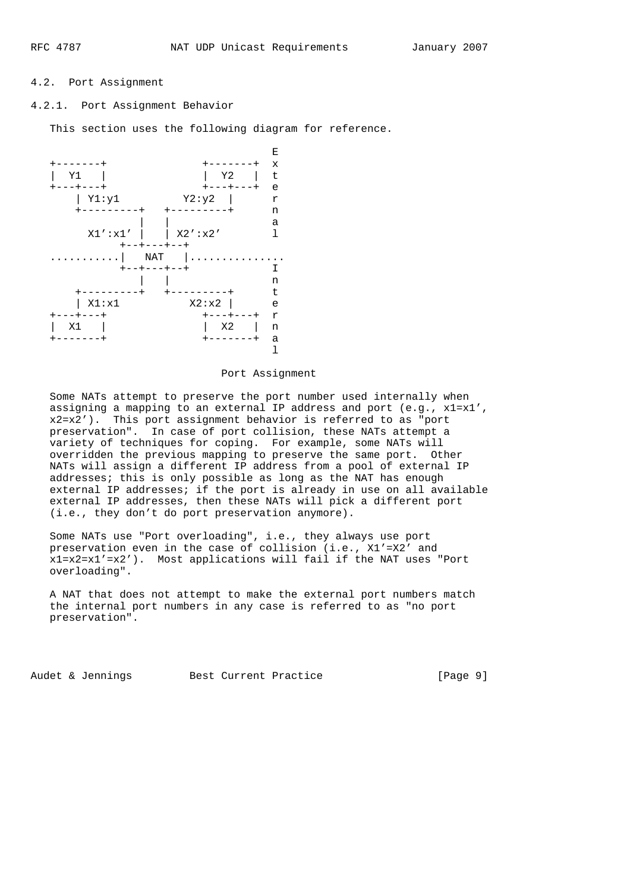## 4.2. Port Assignment

### 4.2.1. Port Assignment Behavior

This section uses the following diagram for reference.

```
                                          E
   +-------+               +-------+  x
   |  Y1   |               |  Y2   |  t
   +---+---+               +---+---+  e
       | Y1:y1          Y2:y2  |      r
       +---------+   +---------+      n
                 |   |                a
       X1':x1'   |   | X2':x2'        l
              +--+---+--+
   ...........|   NAT   |...............
              +--+---+--+             I
                 |   |                n
       +---------+   +---------+      t
       | X1:x1          X2:x2  |      e
   +---+---+               +---+---+  r
   |  X1   |               |  X2   |  n
   +-------+               +-------+  a
                                      l
```

Port Assignment

Some NATs attempt to preserve the port number used internally when assigning a mapping to an external IP address and port (e.g., x1=x1', x2=x2'). This port assignment behavior is referred to as "port preservation". In case of port collision, these NATs attempt a variety of techniques for coping. For example, some NATs will overridden the previous mapping to preserve the same port. Other NATs will assign a different IP address from a pool of external IP addresses; this is only possible as long as the NAT has enough external IP addresses; if the port is already in use on all available external IP addresses, then these NATs will pick a different port (i.e., they don't do port preservation anymore).

Some NATs use "Port overloading", i.e., they always use port preservation even in the case of collision (i.e., X1'=X2' and x1=x2=x1'=x2'). Most applications will fail if the NAT uses "Port overloading".

A NAT that does not attempt to make the external port numbers match the internal port numbers in any case is referred to as "no port preservation".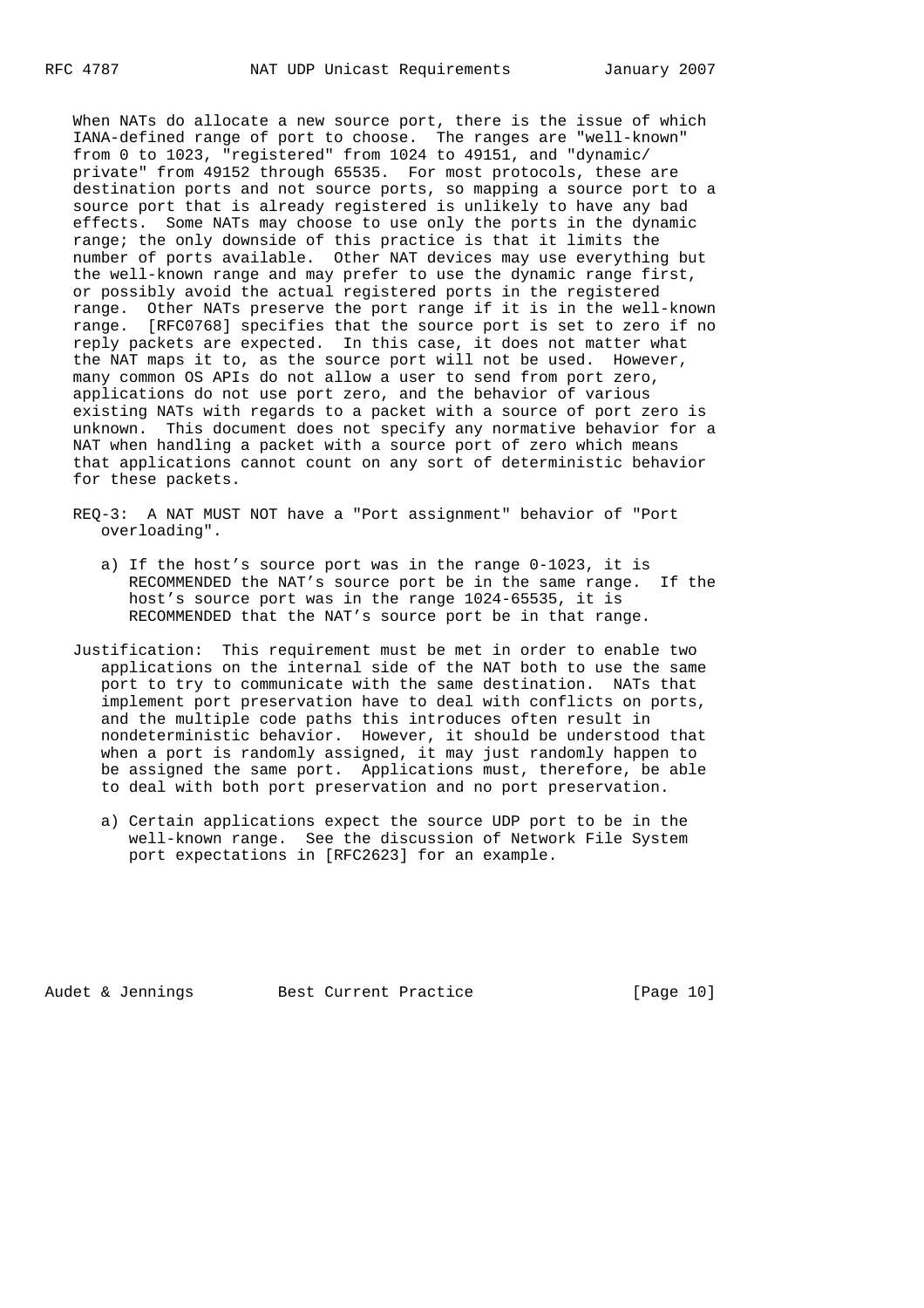When NATs do allocate a new source port, there is the issue of which IANA-defined range of port to choose. The ranges are "well-known" from 0 to 1023, "registered" from 1024 to 49151, and "dynamic/private" from 49152 through 65535. For most protocols, these are destination ports and not source ports, so mapping a source port to a source port that is already registered is unlikely to have any bad effects. Some NATs may choose to use only the ports in the dynamic range; the only downside of this practice is that it limits the number of ports available. Other NAT devices may use everything but the well-known range and may prefer to use the dynamic range first, or possibly avoid the actual registered ports in the registered range. Other NATs preserve the port range if it is in the well-known range. [RFC0768] specifies that the source port is set to zero if no reply packets are expected. In this case, it does not matter what the NAT maps it to, as the source port will not be used. However, many common OS APIs do not allow a user to send from port zero, applications do not use port zero, and the behavior of various existing NATs with regards to a packet with a source of port zero is unknown. This document does not specify any normative behavior for a NAT when handling a packet with a source port of zero which means that applications cannot count on any sort of deterministic behavior for these packets.

REQ-3: A NAT MUST NOT have a "Port assignment" behavior of "Port overloading".

a) If the host's source port was in the range 0-1023, it is RECOMMENDED the NAT's source port be in the same range. If the host's source port was in the range 1024-65535, it is RECOMMENDED that the NAT's source port be in that range.

Justification: This requirement must be met in order to enable two applications on the internal side of the NAT both to use the same port to try to communicate with the same destination. NATs that implement port preservation have to deal with conflicts on ports, and the multiple code paths this introduces often result in nondeterministic behavior. However, it should be understood that when a port is randomly assigned, it may just randomly happen to be assigned the same port. Applications must, therefore, be able to deal with both port preservation and no port preservation.

a) Certain applications expect the source UDP port to be in the well-known range. See the discussion of Network File System port expectations in [RFC2623] for an example.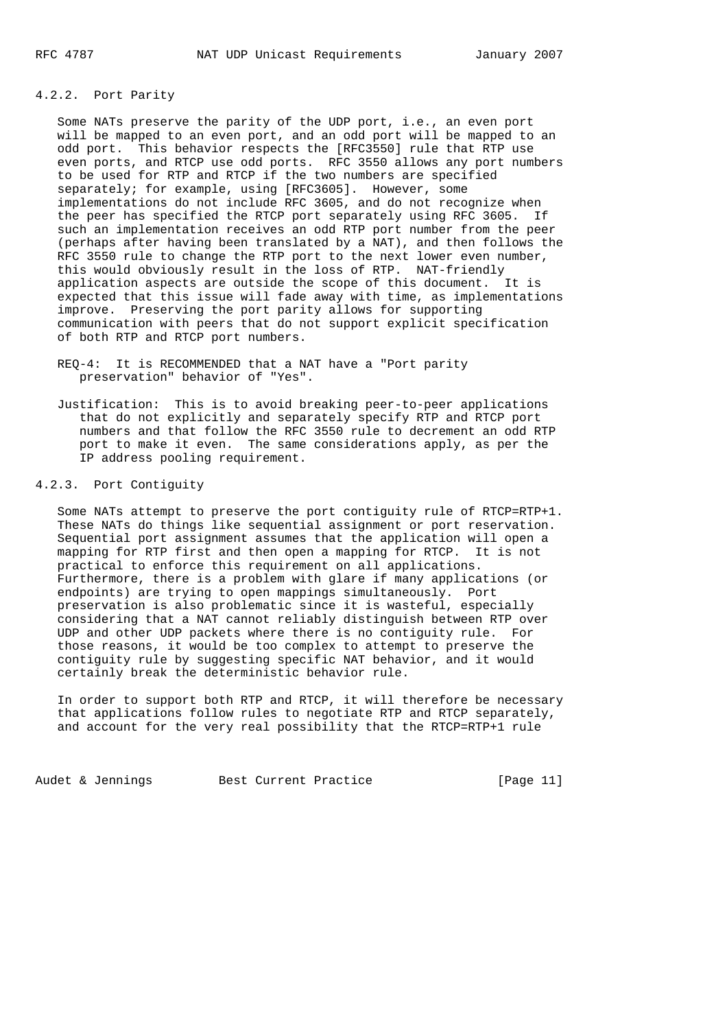### 4.2.2. Port Parity

Some NATs preserve the parity of the UDP port, i.e., an even port will be mapped to an even port, and an odd port will be mapped to an odd port. This behavior respects the [RFC3550] rule that RTP use even ports, and RTCP use odd ports. RFC 3550 allows any port numbers to be used for RTP and RTCP if the two numbers are specified separately; for example, using [RFC3605]. However, some implementations do not include RFC 3605, and do not recognize when the peer has specified the RTCP port separately using RFC 3605. If such an implementation receives an odd RTP port number from the peer (perhaps after having been translated by a NAT), and then follows the RFC 3550 rule to change the RTP port to the next lower even number, this would obviously result in the loss of RTP. NAT-friendly application aspects are outside the scope of this document. It is expected that this issue will fade away with time, as implementations improve. Preserving the port parity allows for supporting communication with peers that do not support explicit specification of both RTP and RTCP port numbers.

REQ-4: It is RECOMMENDED that a NAT have a "Port parity preservation" behavior of "Yes".

Justification: This is to avoid breaking peer-to-peer applications that do not explicitly and separately specify RTP and RTCP port numbers and that follow the RFC 3550 rule to decrement an odd RTP port to make it even. The same considerations apply, as per the IP address pooling requirement.

### 4.2.3. Port Contiguity

Some NATs attempt to preserve the port contiguity rule of RTCP=RTP+1. These NATs do things like sequential assignment or port reservation. Sequential port assignment assumes that the application will open a mapping for RTP first and then open a mapping for RTCP. It is not practical to enforce this requirement on all applications. Furthermore, there is a problem with glare if many applications (or endpoints) are trying to open mappings simultaneously. Port preservation is also problematic since it is wasteful, especially considering that a NAT cannot reliably distinguish between RTP over UDP and other UDP packets where there is no contiguity rule. For those reasons, it would be too complex to attempt to preserve the contiguity rule by suggesting specific NAT behavior, and it would certainly break the deterministic behavior rule.

In order to support both RTP and RTCP, it will therefore be necessary that applications follow rules to negotiate RTP and RTCP separately, and account for the very real possibility that the RTCP=RTP+1 rule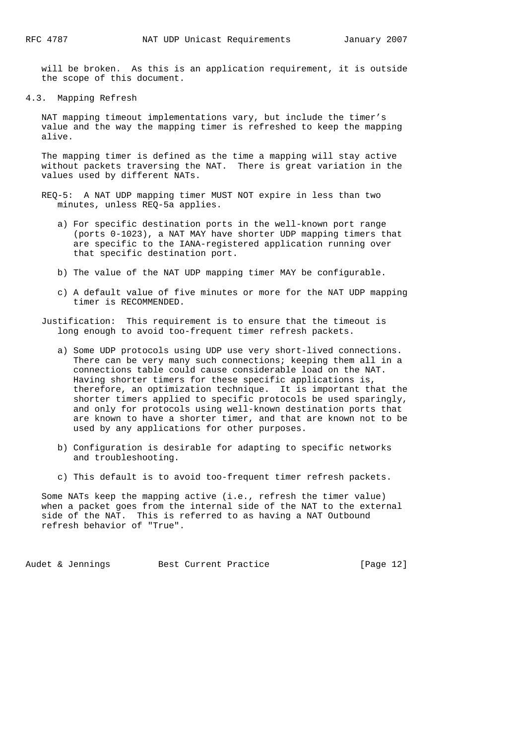will be broken. As this is an application requirement, it is outside the scope of this document.

## 4.3. Mapping Refresh

NAT mapping timeout implementations vary, but include the timer's value and the way the mapping timer is refreshed to keep the mapping alive.

The mapping timer is defined as the time a mapping will stay active without packets traversing the NAT. There is great variation in the values used by different NATs.

REQ-5: A NAT UDP mapping timer MUST NOT expire in less than two minutes, unless REQ-5a applies.

a) For specific destination ports in the well-known port range (ports 0-1023), a NAT MAY have shorter UDP mapping timers that are specific to the IANA-registered application running over that specific destination port.

b) The value of the NAT UDP mapping timer MAY be configurable.

c) A default value of five minutes or more for the NAT UDP mapping timer is RECOMMENDED.

Justification: This requirement is to ensure that the timeout is long enough to avoid too-frequent timer refresh packets.

a) Some UDP protocols using UDP use very short-lived connections. There can be very many such connections; keeping them all in a connections table could cause considerable load on the NAT. Having shorter timers for these specific applications is, therefore, an optimization technique. It is important that the shorter timers applied to specific protocols be used sparingly, and only for protocols using well-known destination ports that are known to have a shorter timer, and that are known not to be used by any applications for other purposes.

b) Configuration is desirable for adapting to specific networks and troubleshooting.

c) This default is to avoid too-frequent timer refresh packets.

Some NATs keep the mapping active (i.e., refresh the timer value) when a packet goes from the internal side of the NAT to the external side of the NAT. This is referred to as having a NAT Outbound refresh behavior of "True".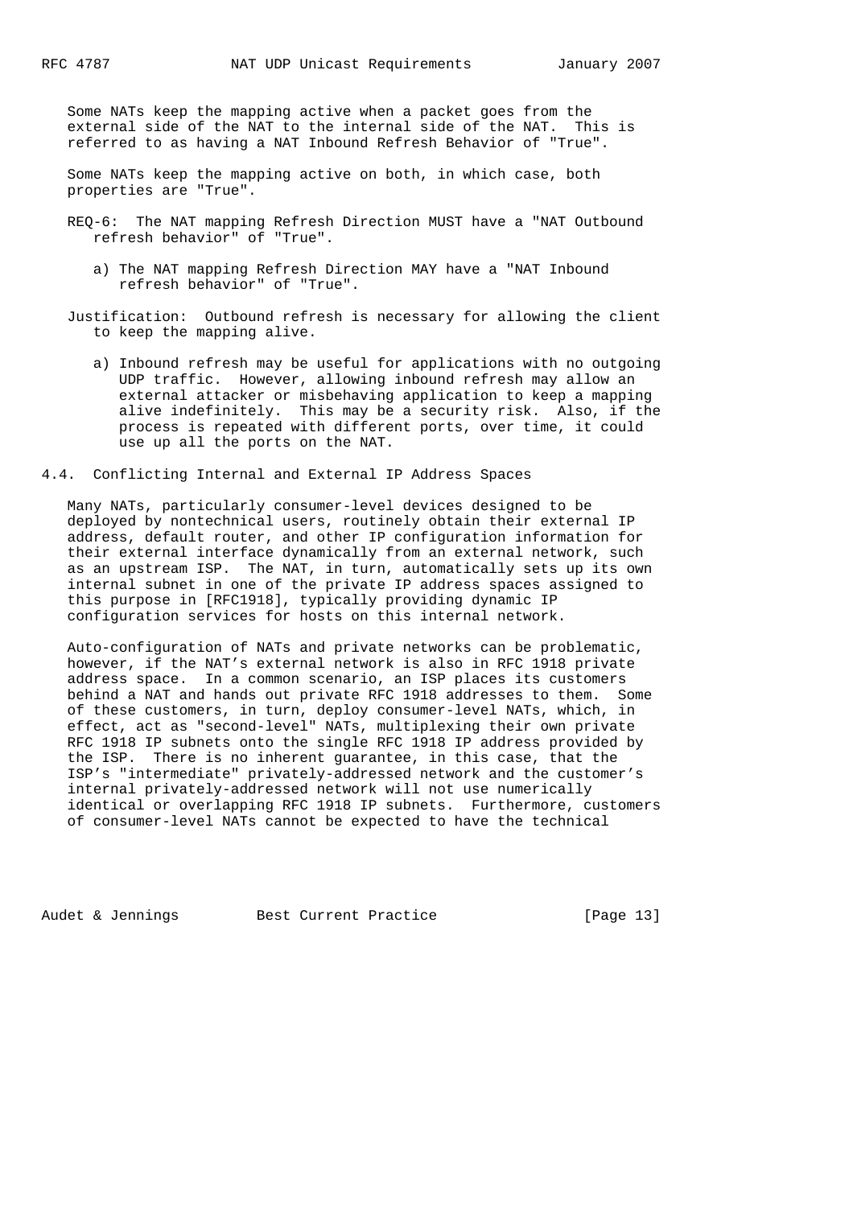Some NATs keep the mapping active when a packet goes from the external side of the NAT to the internal side of the NAT. This is referred to as having a NAT Inbound Refresh Behavior of "True".

Some NATs keep the mapping active on both, in which case, both properties are "True".

REQ-6: The NAT mapping Refresh Direction MUST have a "NAT Outbound refresh behavior" of "True".

a) The NAT mapping Refresh Direction MAY have a "NAT Inbound refresh behavior" of "True".

Justification: Outbound refresh is necessary for allowing the client to keep the mapping alive.

a) Inbound refresh may be useful for applications with no outgoing UDP traffic. However, allowing inbound refresh may allow an external attacker or misbehaving application to keep a mapping alive indefinitely. This may be a security risk. Also, if the process is repeated with different ports, over time, it could use up all the ports on the NAT.

### 4.4. Conflicting Internal and External IP Address Spaces

Many NATs, particularly consumer-level devices designed to be deployed by nontechnical users, routinely obtain their external IP address, default router, and other IP configuration information for their external interface dynamically from an external network, such as an upstream ISP. The NAT, in turn, automatically sets up its own internal subnet in one of the private IP address spaces assigned to this purpose in [RFC1918], typically providing dynamic IP configuration services for hosts on this internal network.

Auto-configuration of NATs and private networks can be problematic, however, if the NAT's external network is also in RFC 1918 private address space. In a common scenario, an ISP places its customers behind a NAT and hands out private RFC 1918 addresses to them. Some of these customers, in turn, deploy consumer-level NATs, which, in effect, act as "second-level" NATs, multiplexing their own private RFC 1918 IP subnets onto the single RFC 1918 IP address provided by the ISP. There is no inherent guarantee, in this case, that the ISP's "intermediate" privately-addressed network and the customer's internal privately-addressed network will not use numerically identical or overlapping RFC 1918 IP subnets. Furthermore, customers of consumer-level NATs cannot be expected to have the technical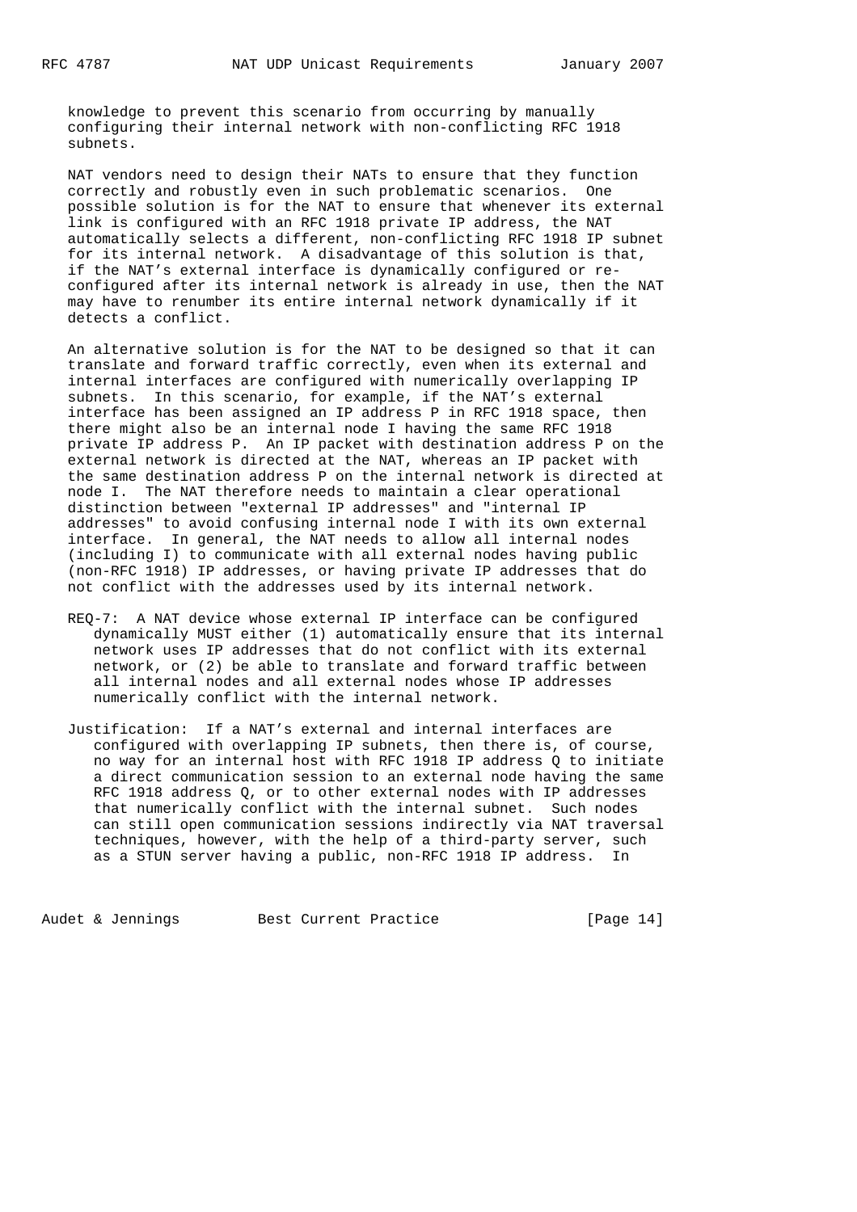knowledge to prevent this scenario from occurring by manually configuring their internal network with non-conflicting RFC 1918 subnets.

NAT vendors need to design their NATs to ensure that they function correctly and robustly even in such problematic scenarios. One possible solution is for the NAT to ensure that whenever its external link is configured with an RFC 1918 private IP address, the NAT automatically selects a different, non-conflicting RFC 1918 IP subnet for its internal network. A disadvantage of this solution is that, if the NAT's external interface is dynamically configured or re-configured after its internal network is already in use, then the NAT may have to renumber its entire internal network dynamically if it detects a conflict.

An alternative solution is for the NAT to be designed so that it can translate and forward traffic correctly, even when its external and internal interfaces are configured with numerically overlapping IP subnets. In this scenario, for example, if the NAT's external interface has been assigned an IP address P in RFC 1918 space, then there might also be an internal node I having the same RFC 1918 private IP address P. An IP packet with destination address P on the external network is directed at the NAT, whereas an IP packet with the same destination address P on the internal network is directed at node I. The NAT therefore needs to maintain a clear operational distinction between "external IP addresses" and "internal IP addresses" to avoid confusing internal node I with its own external interface. In general, the NAT needs to allow all internal nodes (including I) to communicate with all external nodes having public (non-RFC 1918) IP addresses, or having private IP addresses that do not conflict with the addresses used by its internal network.

REQ-7: A NAT device whose external IP interface can be configured dynamically MUST either (1) automatically ensure that its internal network uses IP addresses that do not conflict with its external network, or (2) be able to translate and forward traffic between all internal nodes and all external nodes whose IP addresses numerically conflict with the internal network.

Justification: If a NAT's external and internal interfaces are configured with overlapping IP subnets, then there is, of course, no way for an internal host with RFC 1918 IP address Q to initiate a direct communication session to an external node having the same RFC 1918 address Q, or to other external nodes with IP addresses that numerically conflict with the internal subnet. Such nodes can still open communication sessions indirectly via NAT traversal techniques, however, with the help of a third-party server, such as a STUN server having a public, non-RFC 1918 IP address. In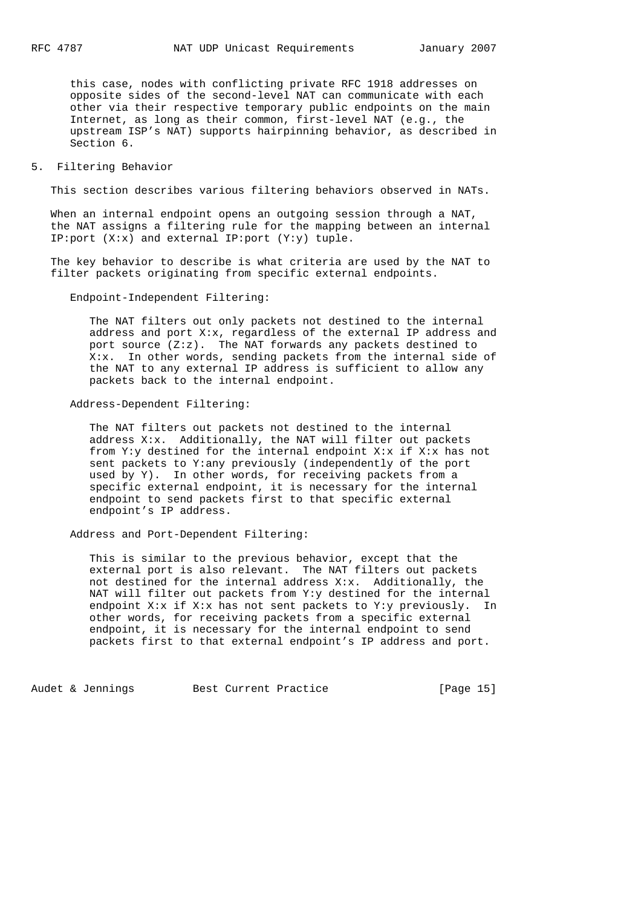this case, nodes with conflicting private RFC 1918 addresses on opposite sides of the second-level NAT can communicate with each other via their respective temporary public endpoints on the main Internet, as long as their common, first-level NAT (e.g., the upstream ISP's NAT) supports hairpinning behavior, as described in Section 6.

## 5. Filtering Behavior

This section describes various filtering behaviors observed in NATs.

When an internal endpoint opens an outgoing session through a NAT, the NAT assigns a filtering rule for the mapping between an internal IP:port (X:x) and external IP:port (Y:y) tuple.

The key behavior to describe is what criteria are used by the NAT to filter packets originating from specific external endpoints.

Endpoint-Independent Filtering:

> The NAT filters out only packets not destined to the internal address and port X:x, regardless of the external IP address and port source (Z:z). The NAT forwards any packets destined to X:x. In other words, sending packets from the internal side of the NAT to any external IP address is sufficient to allow any packets back to the internal endpoint.

Address-Dependent Filtering:

> The NAT filters out packets not destined to the internal address X:x. Additionally, the NAT will filter out packets from Y:y destined for the internal endpoint X:x if X:x has not sent packets to Y:any previously (independently of the port used by Y). In other words, for receiving packets from a specific external endpoint, it is necessary for the internal endpoint to send packets first to that specific external endpoint's IP address.

Address and Port-Dependent Filtering:

> This is similar to the previous behavior, except that the external port is also relevant. The NAT filters out packets not destined for the internal address X:x. Additionally, the NAT will filter out packets from Y:y destined for the internal endpoint X:x if X:x has not sent packets to Y:y previously. In other words, for receiving packets from a specific external endpoint, it is necessary for the internal endpoint to send packets first to that external endpoint's IP address and port.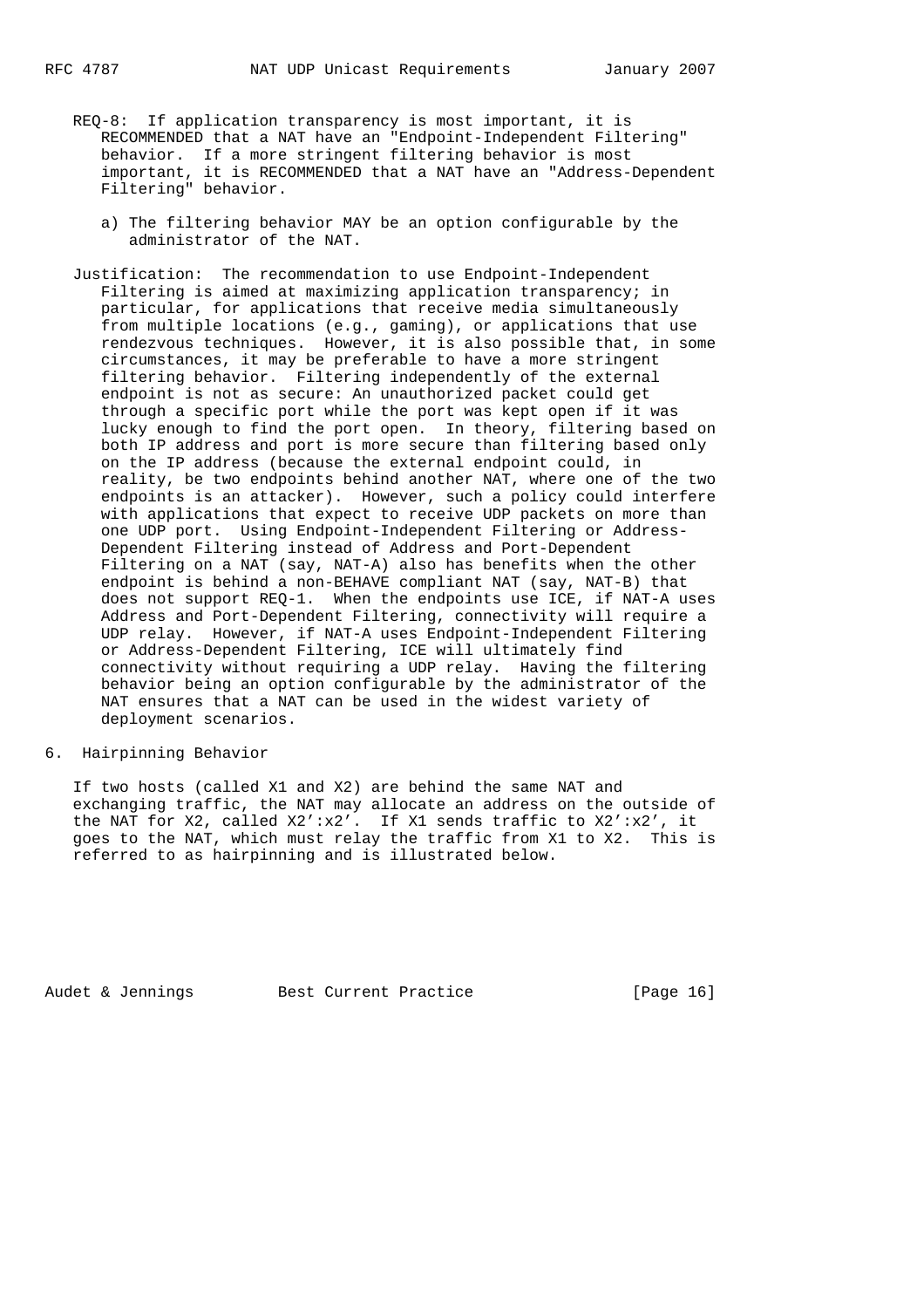REQ-8: If application transparency is most important, it is RECOMMENDED that a NAT have an "Endpoint-Independent Filtering" behavior. If a more stringent filtering behavior is most important, it is RECOMMENDED that a NAT have an "Address-Dependent Filtering" behavior.

a) The filtering behavior MAY be an option configurable by the administrator of the NAT.

Justification: The recommendation to use Endpoint-Independent Filtering is aimed at maximizing application transparency; in particular, for applications that receive media simultaneously from multiple locations (e.g., gaming), or applications that use rendezvous techniques. However, it is also possible that, in some circumstances, it may be preferable to have a more stringent filtering behavior. Filtering independently of the external endpoint is not as secure: An unauthorized packet could get through a specific port while the port was kept open if it was lucky enough to find the port open. In theory, filtering based on both IP address and port is more secure than filtering based only on the IP address (because the external endpoint could, in reality, be two endpoints behind another NAT, where one of the two endpoints is an attacker). However, such a policy could interfere with applications that expect to receive UDP packets on more than one UDP port. Using Endpoint-Independent Filtering or Address-Dependent Filtering instead of Address and Port-Dependent Filtering on a NAT (say, NAT-A) also has benefits when the other endpoint is behind a non-BEHAVE compliant NAT (say, NAT-B) that does not support REQ-1. When the endpoints use ICE, if NAT-A uses Address and Port-Dependent Filtering, connectivity will require a UDP relay. However, if NAT-A uses Endpoint-Independent Filtering or Address-Dependent Filtering, ICE will ultimately find connectivity without requiring a UDP relay. Having the filtering behavior being an option configurable by the administrator of the NAT ensures that a NAT can be used in the widest variety of deployment scenarios.

## 6. Hairpinning Behavior

If two hosts (called X1 and X2) are behind the same NAT and exchanging traffic, the NAT may allocate an address on the outside of the NAT for X2, called X2':x2'. If X1 sends traffic to X2':x2', it goes to the NAT, which must relay the traffic from X1 to X2. This is referred to as hairpinning and is illustrated below.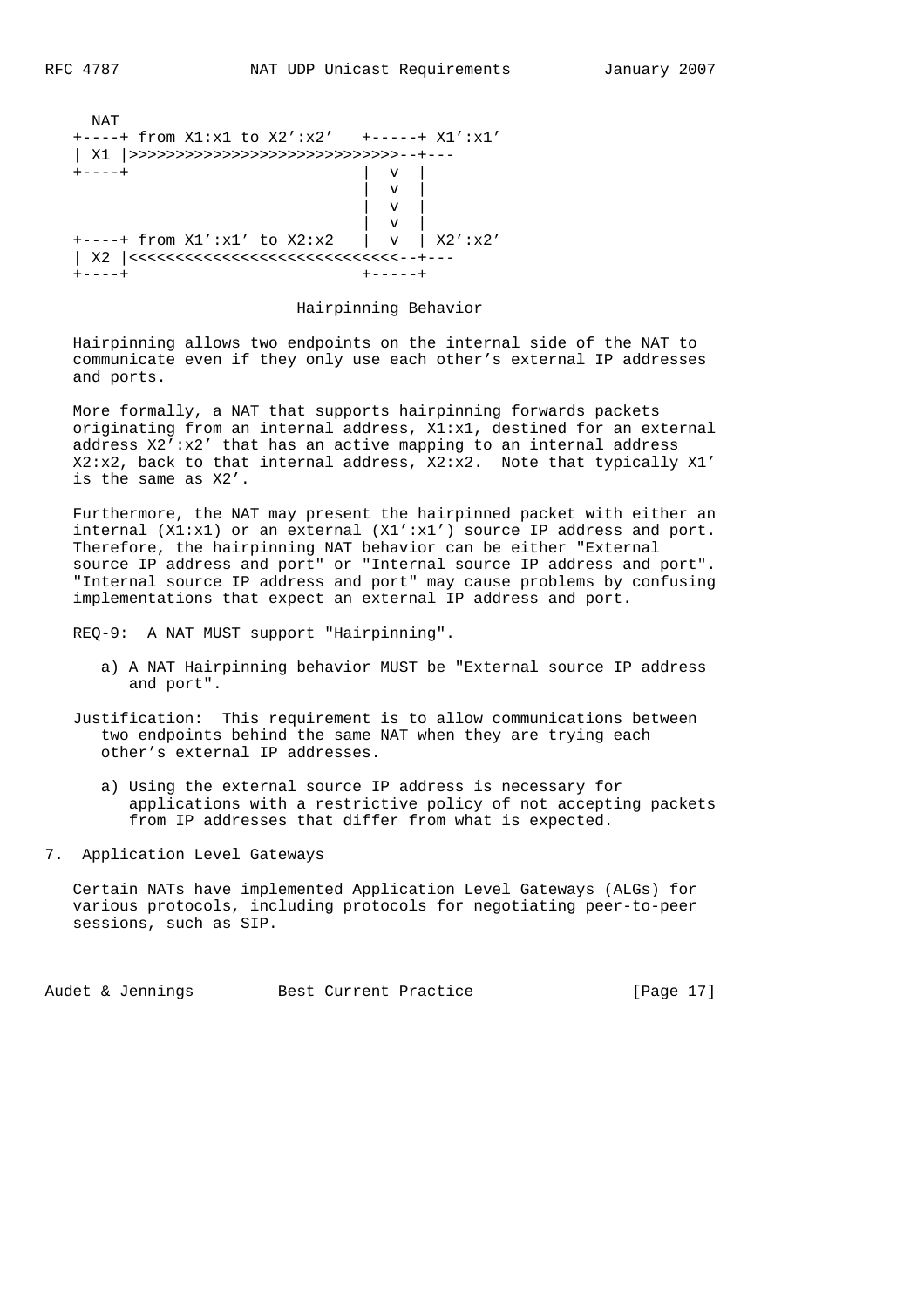```
  NAT
+----+ from X1:x1 to X2':x2'   +-----+ X1':x1'
| X1 |>>>>>>>>>>>>>>>>>>>>>>>>>>>>--+---
+----+                         |  v  |
                               |  v  |
                               |  v  |
                               |  v  |
+----+ from X1':x1' to X2:x2   |  v  | X2':x2'
| X2 |<<<<<<<<<<<<<<<<<<<<<<<<<<<<--+---
+----+                         +-----+
```

Hairpinning Behavior

Hairpinning allows two endpoints on the internal side of the NAT to communicate even if they only use each other's external IP addresses and ports.

More formally, a NAT that supports hairpinning forwards packets originating from an internal address, X1:x1, destined for an external address X2':x2' that has an active mapping to an internal address X2:x2, back to that internal address, X2:x2. Note that typically X1' is the same as X2'.

Furthermore, the NAT may present the hairpinned packet with either an internal (X1:x1) or an external (X1':x1') source IP address and port. Therefore, the hairpinning NAT behavior can be either "External source IP address and port" or "Internal source IP address and port". "Internal source IP address and port" may cause problems by confusing implementations that expect an external IP address and port.

REQ-9: A NAT MUST support "Hairpinning".

  a) A NAT Hairpinning behavior MUST be "External source IP address and port".

Justification: This requirement is to allow communications between two endpoints behind the same NAT when they are trying each other's external IP addresses.

  a) Using the external source IP address is necessary for applications with a restrictive policy of not accepting packets from IP addresses that differ from what is expected.

## 7. Application Level Gateways

Certain NATs have implemented Application Level Gateways (ALGs) for various protocols, including protocols for negotiating peer-to-peer sessions, such as SIP.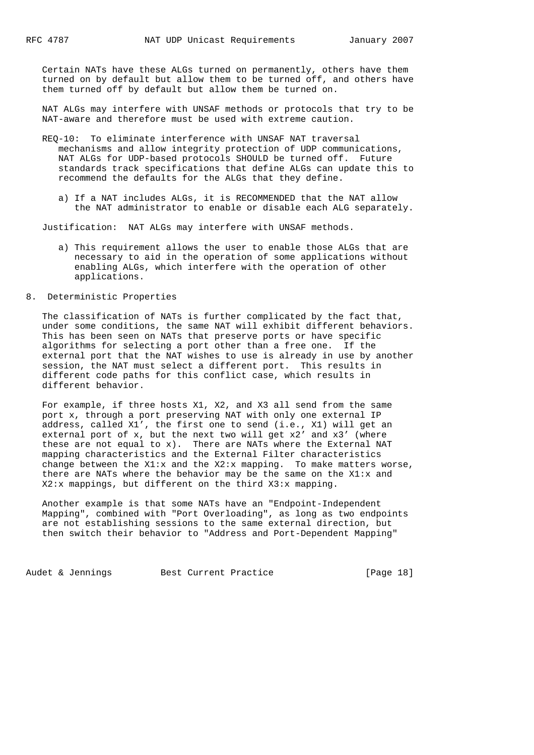Certain NATs have these ALGs turned on permanently, others have them turned on by default but allow them to be turned off, and others have them turned off by default but allow them be turned on.

NAT ALGs may interfere with UNSAF methods or protocols that try to be NAT-aware and therefore must be used with extreme caution.

REQ-10: To eliminate interference with UNSAF NAT traversal mechanisms and allow integrity protection of UDP communications, NAT ALGs for UDP-based protocols SHOULD be turned off. Future standards track specifications that define ALGs can update this to recommend the defaults for the ALGs that they define.

a) If a NAT includes ALGs, it is RECOMMENDED that the NAT allow the NAT administrator to enable or disable each ALG separately.

Justification: NAT ALGs may interfere with UNSAF methods.

a) This requirement allows the user to enable those ALGs that are necessary to aid in the operation of some applications without enabling ALGs, which interfere with the operation of other applications.

## 8. Deterministic Properties

The classification of NATs is further complicated by the fact that, under some conditions, the same NAT will exhibit different behaviors. This has been seen on NATs that preserve ports or have specific algorithms for selecting a port other than a free one. If the external port that the NAT wishes to use is already in use by another session, the NAT must select a different port. This results in different code paths for this conflict case, which results in different behavior.

For example, if three hosts X1, X2, and X3 all send from the same port x, through a port preserving NAT with only one external IP address, called X1', the first one to send (i.e., X1) will get an external port of x, but the next two will get x2' and x3' (where these are not equal to x). There are NATs where the External NAT mapping characteristics and the External Filter characteristics change between the X1:x and the X2:x mapping. To make matters worse, there are NATs where the behavior may be the same on the X1:x and X2:x mappings, but different on the third X3:x mapping.

Another example is that some NATs have an "Endpoint-Independent Mapping", combined with "Port Overloading", as long as two endpoints are not establishing sessions to the same external direction, but then switch their behavior to "Address and Port-Dependent Mapping"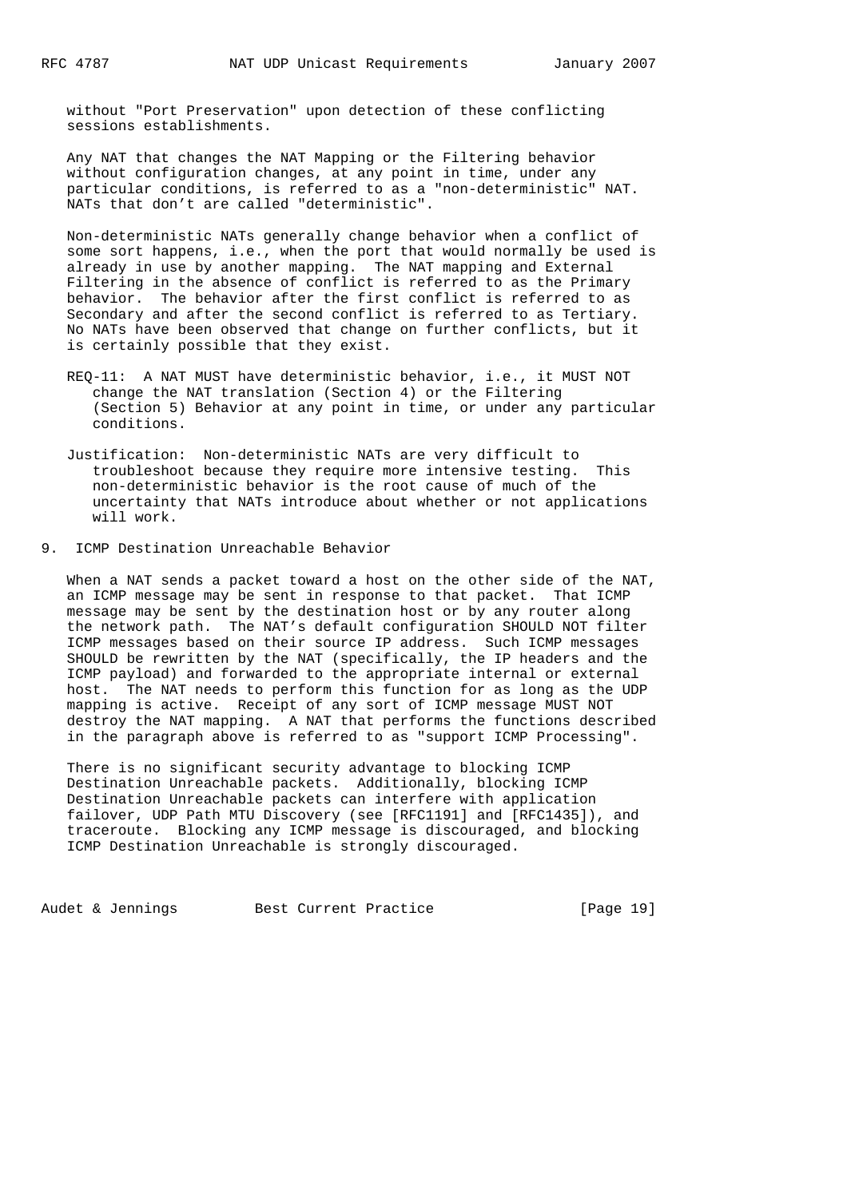without "Port Preservation" upon detection of these conflicting sessions establishments.

Any NAT that changes the NAT Mapping or the Filtering behavior without configuration changes, at any point in time, under any particular conditions, is referred to as a "non-deterministic" NAT. NATs that don't are called "deterministic".

Non-deterministic NATs generally change behavior when a conflict of some sort happens, i.e., when the port that would normally be used is already in use by another mapping. The NAT mapping and External Filtering in the absence of conflict is referred to as the Primary behavior. The behavior after the first conflict is referred to as Secondary and after the second conflict is referred to as Tertiary. No NATs have been observed that change on further conflicts, but it is certainly possible that they exist.

REQ-11: A NAT MUST have deterministic behavior, i.e., it MUST NOT change the NAT translation (Section 4) or the Filtering (Section 5) Behavior at any point in time, or under any particular conditions.

Justification: Non-deterministic NATs are very difficult to troubleshoot because they require more intensive testing. This non-deterministic behavior is the root cause of much of the uncertainty that NATs introduce about whether or not applications will work.

## 9. ICMP Destination Unreachable Behavior

When a NAT sends a packet toward a host on the other side of the NAT, an ICMP message may be sent in response to that packet. That ICMP message may be sent by the destination host or by any router along the network path. The NAT's default configuration SHOULD NOT filter ICMP messages based on their source IP address. Such ICMP messages SHOULD be rewritten by the NAT (specifically, the IP headers and the ICMP payload) and forwarded to the appropriate internal or external host. The NAT needs to perform this function for as long as the UDP mapping is active. Receipt of any sort of ICMP message MUST NOT destroy the NAT mapping. A NAT that performs the functions described in the paragraph above is referred to as "support ICMP Processing".

There is no significant security advantage to blocking ICMP Destination Unreachable packets. Additionally, blocking ICMP Destination Unreachable packets can interfere with application failover, UDP Path MTU Discovery (see [RFC1191] and [RFC1435]), and traceroute. Blocking any ICMP message is discouraged, and blocking ICMP Destination Unreachable is strongly discouraged.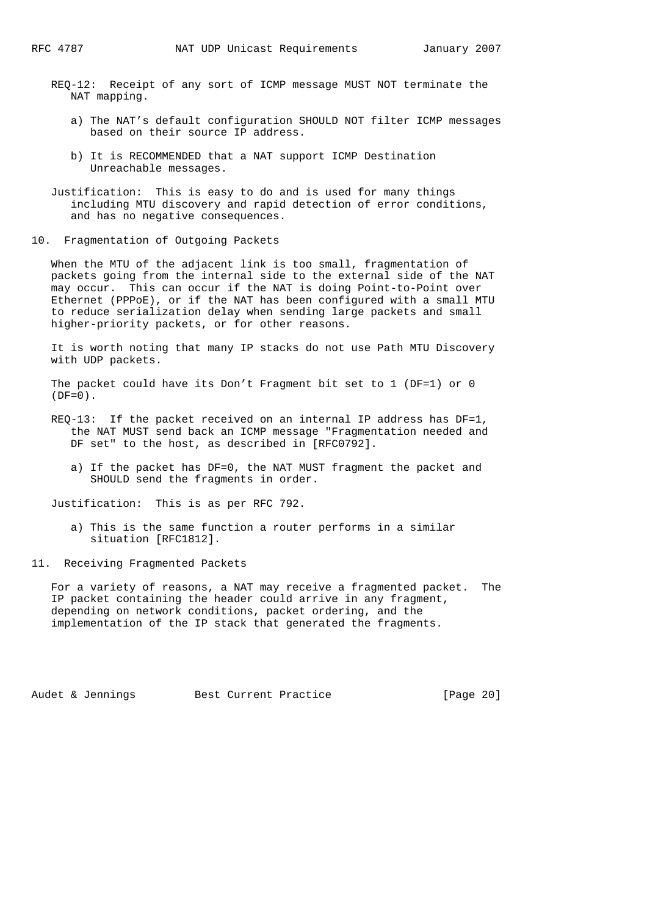REQ-12: Receipt of any sort of ICMP message MUST NOT terminate the NAT mapping.

a) The NAT's default configuration SHOULD NOT filter ICMP messages based on their source IP address.

b) It is RECOMMENDED that a NAT support ICMP Destination Unreachable messages.

Justification: This is easy to do and is used for many things including MTU discovery and rapid detection of error conditions, and has no negative consequences.

## 10. Fragmentation of Outgoing Packets

When the MTU of the adjacent link is too small, fragmentation of packets going from the internal side to the external side of the NAT may occur. This can occur if the NAT is doing Point-to-Point over Ethernet (PPPoE), or if the NAT has been configured with a small MTU to reduce serialization delay when sending large packets and small higher-priority packets, or for other reasons.

It is worth noting that many IP stacks do not use Path MTU Discovery with UDP packets.

The packet could have its Don't Fragment bit set to 1 (DF=1) or 0 (DF=0).

REQ-13: If the packet received on an internal IP address has DF=1, the NAT MUST send back an ICMP message "Fragmentation needed and DF set" to the host, as described in [RFC0792].

a) If the packet has DF=0, the NAT MUST fragment the packet and SHOULD send the fragments in order.

Justification: This is as per RFC 792.

a) This is the same function a router performs in a similar situation [RFC1812].

## 11. Receiving Fragmented Packets

For a variety of reasons, a NAT may receive a fragmented packet. The IP packet containing the header could arrive in any fragment, depending on network conditions, packet ordering, and the implementation of the IP stack that generated the fragments.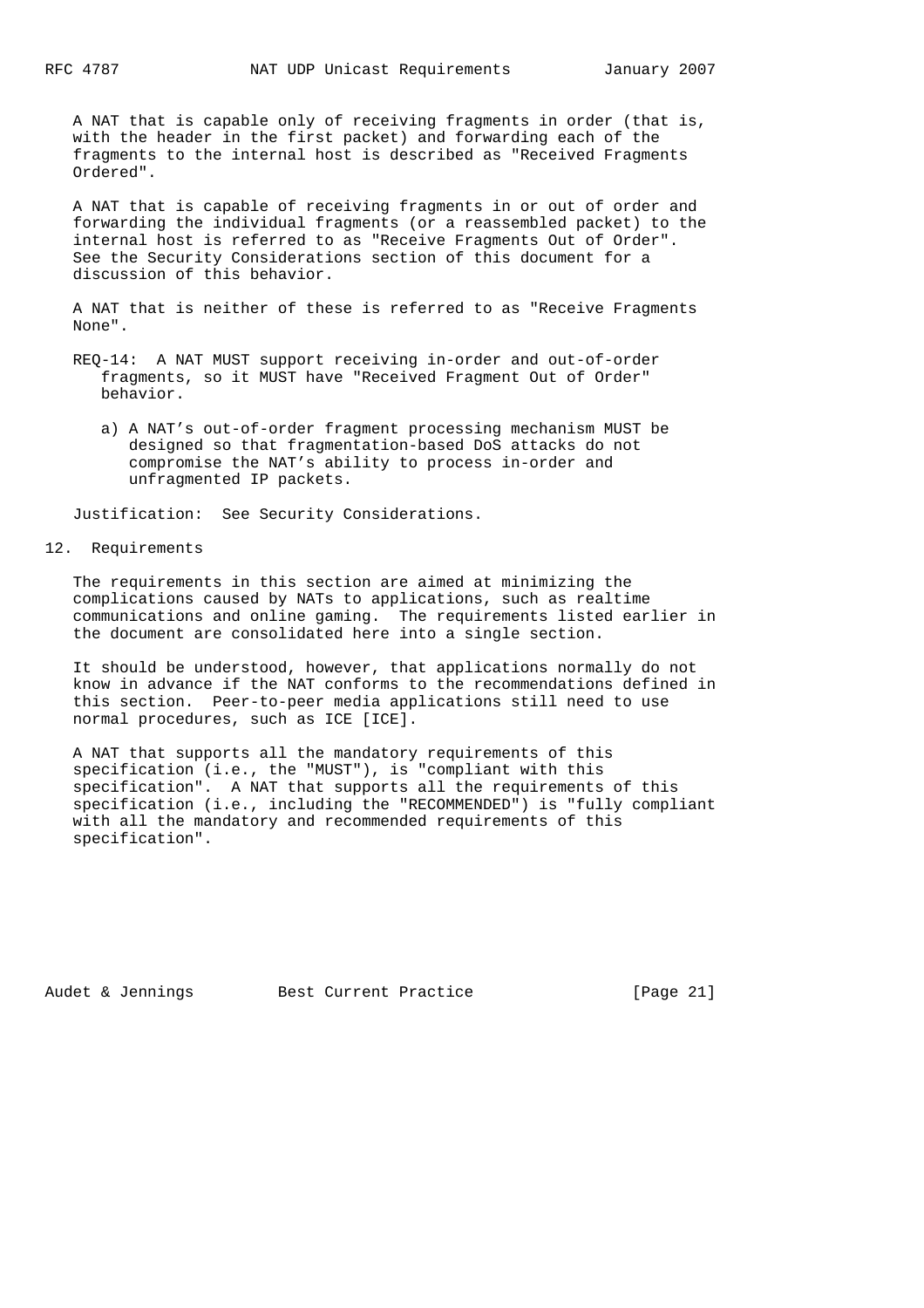A NAT that is capable only of receiving fragments in order (that is, with the header in the first packet) and forwarding each of the fragments to the internal host is described as "Received Fragments Ordered".

A NAT that is capable of receiving fragments in or out of order and forwarding the individual fragments (or a reassembled packet) to the internal host is referred to as "Receive Fragments Out of Order". See the Security Considerations section of this document for a discussion of this behavior.

A NAT that is neither of these is referred to as "Receive Fragments None".

REQ-14: A NAT MUST support receiving in-order and out-of-order fragments, so it MUST have "Received Fragment Out of Order" behavior.

a) A NAT's out-of-order fragment processing mechanism MUST be designed so that fragmentation-based DoS attacks do not compromise the NAT's ability to process in-order and unfragmented IP packets.

Justification: See Security Considerations.

## 12. Requirements

The requirements in this section are aimed at minimizing the complications caused by NATs to applications, such as realtime communications and online gaming. The requirements listed earlier in the document are consolidated here into a single section.

It should be understood, however, that applications normally do not know in advance if the NAT conforms to the recommendations defined in this section. Peer-to-peer media applications still need to use normal procedures, such as ICE [ICE].

A NAT that supports all the mandatory requirements of this specification (i.e., the "MUST"), is "compliant with this specification". A NAT that supports all the requirements of this specification (i.e., including the "RECOMMENDED") is "fully compliant with all the mandatory and recommended requirements of this specification".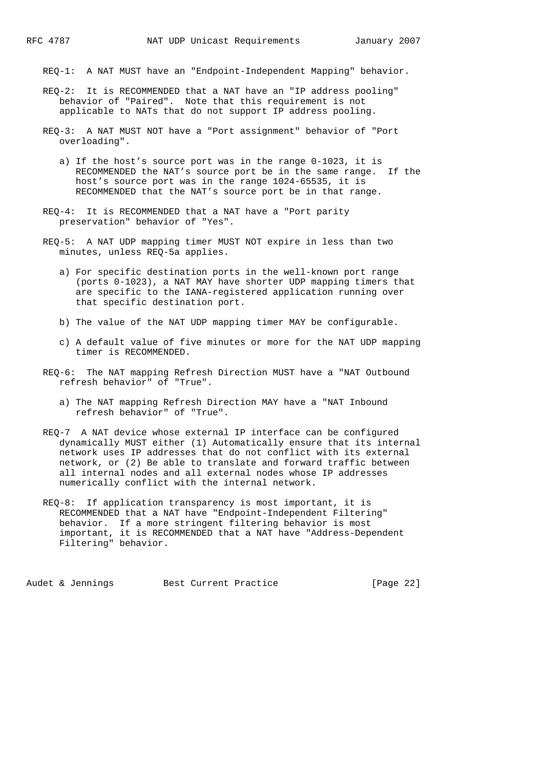REQ-1: A NAT MUST have an "Endpoint-Independent Mapping" behavior.

REQ-2: It is RECOMMENDED that a NAT have an "IP address pooling" behavior of "Paired". Note that this requirement is not applicable to NATs that do not support IP address pooling.

REQ-3: A NAT MUST NOT have a "Port assignment" behavior of "Port overloading".

a) If the host's source port was in the range 0-1023, it is RECOMMENDED the NAT's source port be in the same range. If the host's source port was in the range 1024-65535, it is RECOMMENDED that the NAT's source port be in that range.

REQ-4: It is RECOMMENDED that a NAT have a "Port parity preservation" behavior of "Yes".

REQ-5: A NAT UDP mapping timer MUST NOT expire in less than two minutes, unless REQ-5a applies.

a) For specific destination ports in the well-known port range (ports 0-1023), a NAT MAY have shorter UDP mapping timers that are specific to the IANA-registered application running over that specific destination port.

b) The value of the NAT UDP mapping timer MAY be configurable.

c) A default value of five minutes or more for the NAT UDP mapping timer is RECOMMENDED.

REQ-6: The NAT mapping Refresh Direction MUST have a "NAT Outbound refresh behavior" of "True".

a) The NAT mapping Refresh Direction MAY have a "NAT Inbound refresh behavior" of "True".

REQ-7 A NAT device whose external IP interface can be configured dynamically MUST either (1) Automatically ensure that its internal network uses IP addresses that do not conflict with its external network, or (2) Be able to translate and forward traffic between all internal nodes and all external nodes whose IP addresses numerically conflict with the internal network.

REQ-8: If application transparency is most important, it is RECOMMENDED that a NAT have "Endpoint-Independent Filtering" behavior. If a more stringent filtering behavior is most important, it is RECOMMENDED that a NAT have "Address-Dependent Filtering" behavior.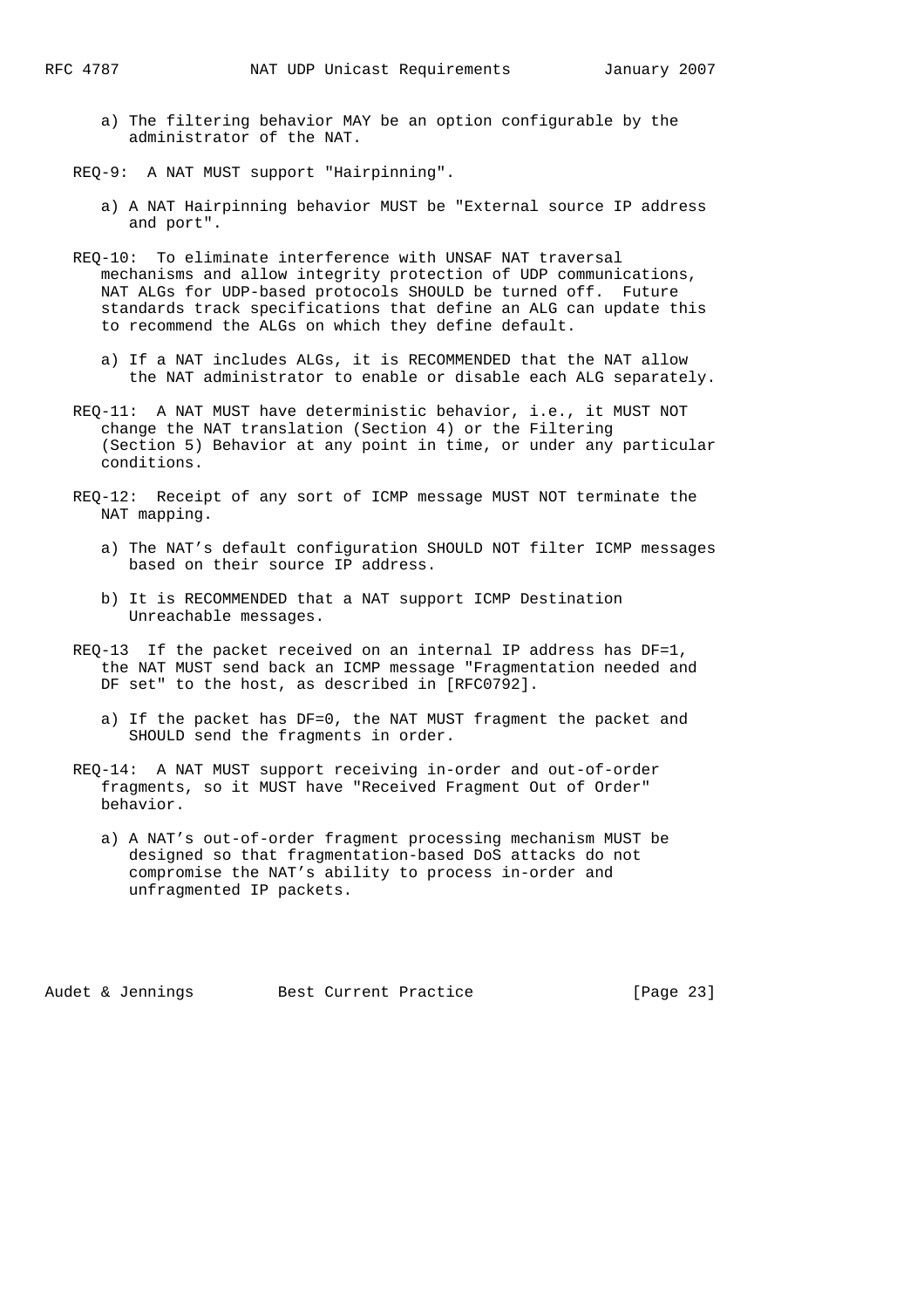a) The filtering behavior MAY be an option configurable by the administrator of the NAT.

REQ-9: A NAT MUST support "Hairpinning".

a) A NAT Hairpinning behavior MUST be "External source IP address and port".

REQ-10: To eliminate interference with UNSAF NAT traversal mechanisms and allow integrity protection of UDP communications, NAT ALGs for UDP-based protocols SHOULD be turned off. Future standards track specifications that define an ALG can update this to recommend the ALGs on which they define default.

a) If a NAT includes ALGs, it is RECOMMENDED that the NAT allow the NAT administrator to enable or disable each ALG separately.

REQ-11: A NAT MUST have deterministic behavior, i.e., it MUST NOT change the NAT translation (Section 4) or the Filtering (Section 5) Behavior at any point in time, or under any particular conditions.

REQ-12: Receipt of any sort of ICMP message MUST NOT terminate the NAT mapping.

a) The NAT's default configuration SHOULD NOT filter ICMP messages based on their source IP address.

b) It is RECOMMENDED that a NAT support ICMP Destination Unreachable messages.

REQ-13 If the packet received on an internal IP address has DF=1, the NAT MUST send back an ICMP message "Fragmentation needed and DF set" to the host, as described in [RFC0792].

a) If the packet has DF=0, the NAT MUST fragment the packet and SHOULD send the fragments in order.

REQ-14: A NAT MUST support receiving in-order and out-of-order fragments, so it MUST have "Received Fragment Out of Order" behavior.

a) A NAT's out-of-order fragment processing mechanism MUST be designed so that fragmentation-based DoS attacks do not compromise the NAT's ability to process in-order and unfragmented IP packets.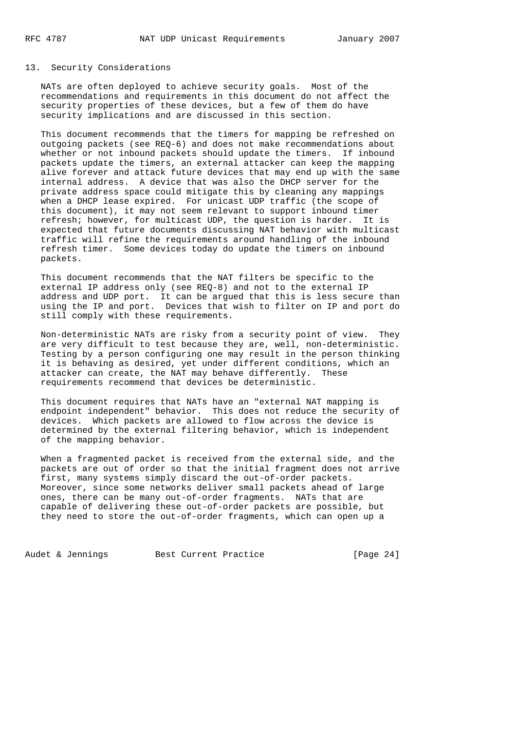## 13. Security Considerations

NATs are often deployed to achieve security goals. Most of the recommendations and requirements in this document do not affect the security properties of these devices, but a few of them do have security implications and are discussed in this section.

This document recommends that the timers for mapping be refreshed on outgoing packets (see REQ-6) and does not make recommendations about whether or not inbound packets should update the timers. If inbound packets update the timers, an external attacker can keep the mapping alive forever and attack future devices that may end up with the same internal address. A device that was also the DHCP server for the private address space could mitigate this by cleaning any mappings when a DHCP lease expired. For unicast UDP traffic (the scope of this document), it may not seem relevant to support inbound timer refresh; however, for multicast UDP, the question is harder. It is expected that future documents discussing NAT behavior with multicast traffic will refine the requirements around handling of the inbound refresh timer. Some devices today do update the timers on inbound packets.

This document recommends that the NAT filters be specific to the external IP address only (see REQ-8) and not to the external IP address and UDP port. It can be argued that this is less secure than using the IP and port. Devices that wish to filter on IP and port do still comply with these requirements.

Non-deterministic NATs are risky from a security point of view. They are very difficult to test because they are, well, non-deterministic. Testing by a person configuring one may result in the person thinking it is behaving as desired, yet under different conditions, which an attacker can create, the NAT may behave differently. These requirements recommend that devices be deterministic.

This document requires that NATs have an "external NAT mapping is endpoint independent" behavior. This does not reduce the security of devices. Which packets are allowed to flow across the device is determined by the external filtering behavior, which is independent of the mapping behavior.

When a fragmented packet is received from the external side, and the packets are out of order so that the initial fragment does not arrive first, many systems simply discard the out-of-order packets. Moreover, since some networks deliver small packets ahead of large ones, there can be many out-of-order fragments. NATs that are capable of delivering these out-of-order packets are possible, but they need to store the out-of-order fragments, which can open up a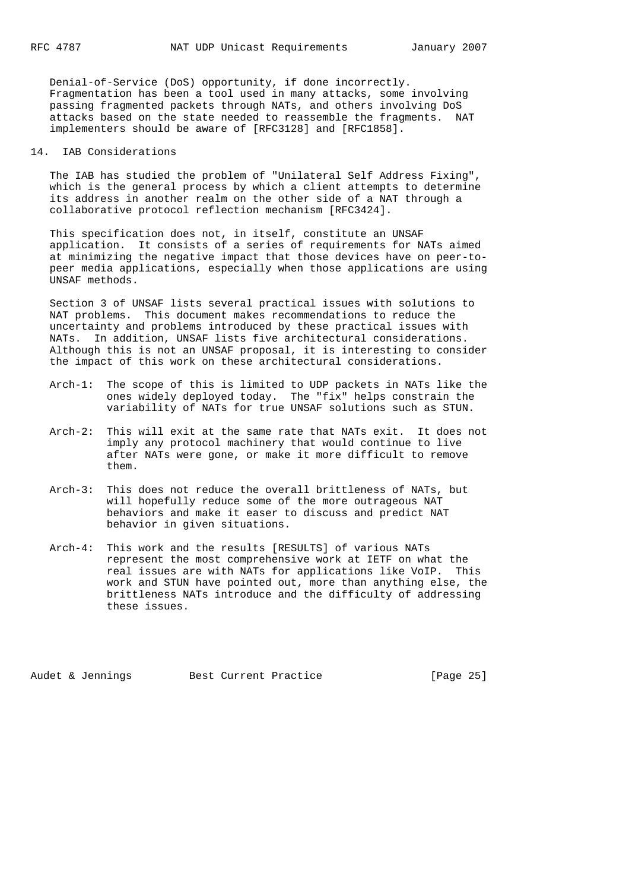Denial-of-Service (DoS) opportunity, if done incorrectly. Fragmentation has been a tool used in many attacks, some involving passing fragmented packets through NATs, and others involving DoS attacks based on the state needed to reassemble the fragments. NAT implementers should be aware of [RFC3128] and [RFC1858].

## 14. IAB Considerations

The IAB has studied the problem of "Unilateral Self Address Fixing", which is the general process by which a client attempts to determine its address in another realm on the other side of a NAT through a collaborative protocol reflection mechanism [RFC3424].

This specification does not, in itself, constitute an UNSAF application. It consists of a series of requirements for NATs aimed at minimizing the negative impact that those devices have on peer-to-peer media applications, especially when those applications are using UNSAF methods.

Section 3 of UNSAF lists several practical issues with solutions to NAT problems. This document makes recommendations to reduce the uncertainty and problems introduced by these practical issues with NATs. In addition, UNSAF lists five architectural considerations. Although this is not an UNSAF proposal, it is interesting to consider the impact of this work on these architectural considerations.

Arch-1: The scope of this is limited to UDP packets in NATs like the ones widely deployed today. The "fix" helps constrain the variability of NATs for true UNSAF solutions such as STUN.

Arch-2: This will exit at the same rate that NATs exit. It does not imply any protocol machinery that would continue to live after NATs were gone, or make it more difficult to remove them.

Arch-3: This does not reduce the overall brittleness of NATs, but will hopefully reduce some of the more outrageous NAT behaviors and make it easer to discuss and predict NAT behavior in given situations.

Arch-4: This work and the results [RESULTS] of various NATs represent the most comprehensive work at IETF on what the real issues are with NATs for applications like VoIP. This work and STUN have pointed out, more than anything else, the brittleness NATs introduce and the difficulty of addressing these issues.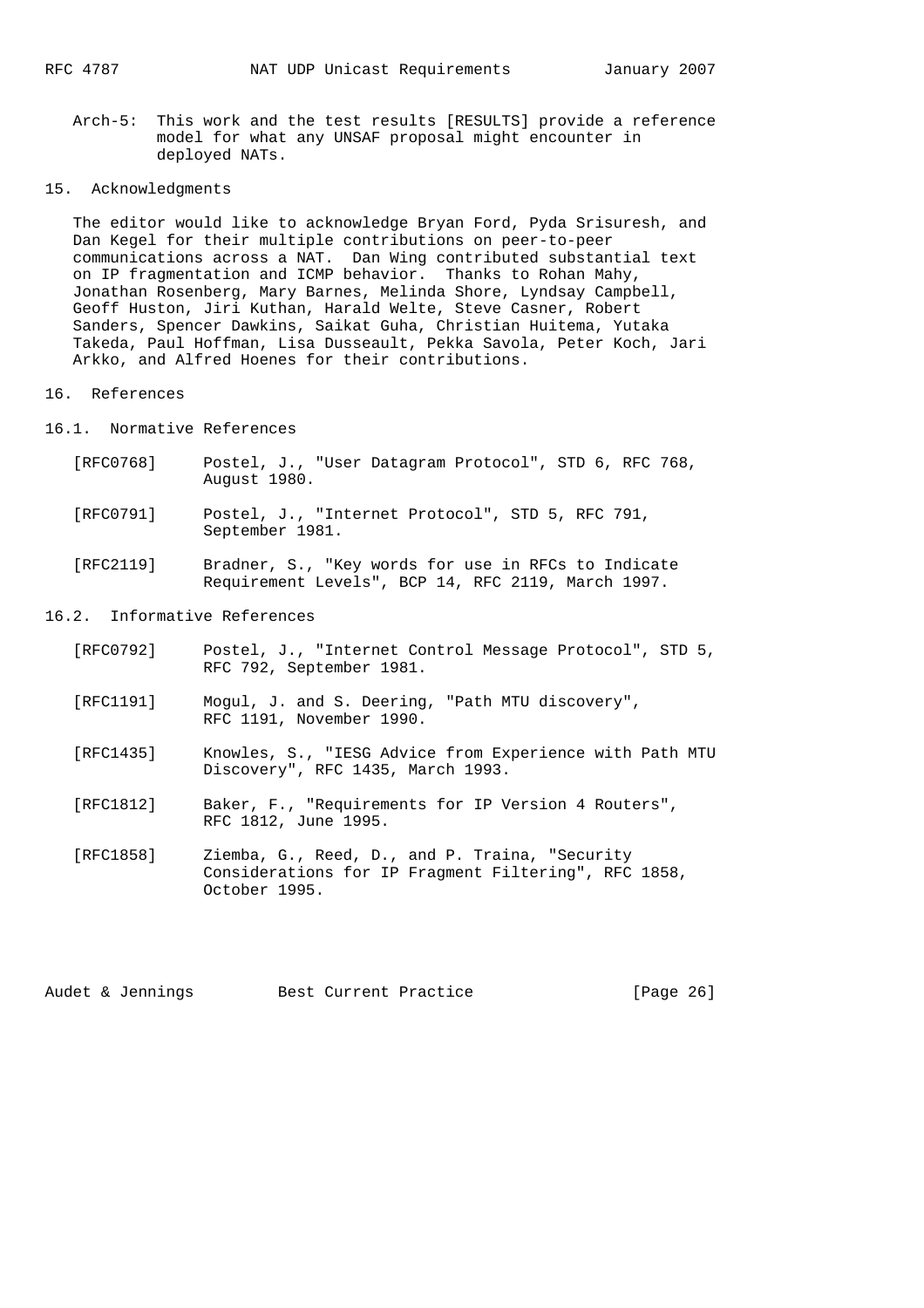Arch-5: This work and the test results [RESULTS] provide a reference model for what any UNSAF proposal might encounter in deployed NATs.

## 15. Acknowledgments

The editor would like to acknowledge Bryan Ford, Pyda Srisuresh, and Dan Kegel for their multiple contributions on peer-to-peer communications across a NAT. Dan Wing contributed substantial text on IP fragmentation and ICMP behavior. Thanks to Rohan Mahy, Jonathan Rosenberg, Mary Barnes, Melinda Shore, Lyndsay Campbell, Geoff Huston, Jiri Kuthan, Harald Welte, Steve Casner, Robert Sanders, Spencer Dawkins, Saikat Guha, Christian Huitema, Yutaka Takeda, Paul Hoffman, Lisa Dusseault, Pekka Savola, Peter Koch, Jari Arkko, and Alfred Hoenes for their contributions.

## 16. References

### 16.1. Normative References

- [RFC0768] Postel, J., "User Datagram Protocol", STD 6, RFC 768, August 1980.
- [RFC0791] Postel, J., "Internet Protocol", STD 5, RFC 791, September 1981.
- [RFC2119] Bradner, S., "Key words for use in RFCs to Indicate Requirement Levels", BCP 14, RFC 2119, March 1997.

### 16.2. Informative References

- [RFC0792] Postel, J., "Internet Control Message Protocol", STD 5, RFC 792, September 1981.
- [RFC1191] Mogul, J. and S. Deering, "Path MTU discovery", RFC 1191, November 1990.
- [RFC1435] Knowles, S., "IESG Advice from Experience with Path MTU Discovery", RFC 1435, March 1993.
- [RFC1812] Baker, F., "Requirements for IP Version 4 Routers", RFC 1812, June 1995.
- [RFC1858] Ziemba, G., Reed, D., and P. Traina, "Security Considerations for IP Fragment Filtering", RFC 1858, October 1995.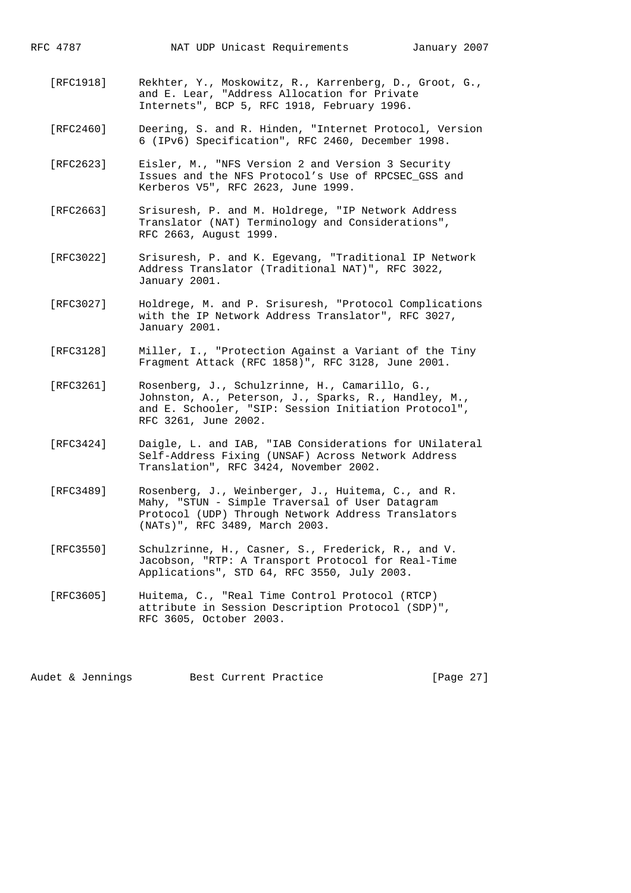[RFC1918] Rekhter, Y., Moskowitz, R., Karrenberg, D., Groot, G., and E. Lear, "Address Allocation for Private Internets", BCP 5, RFC 1918, February 1996.

[RFC2460] Deering, S. and R. Hinden, "Internet Protocol, Version 6 (IPv6) Specification", RFC 2460, December 1998.

[RFC2623] Eisler, M., "NFS Version 2 and Version 3 Security Issues and the NFS Protocol's Use of RPCSEC_GSS and Kerberos V5", RFC 2623, June 1999.

[RFC2663] Srisuresh, P. and M. Holdrege, "IP Network Address Translator (NAT) Terminology and Considerations", RFC 2663, August 1999.

[RFC3022] Srisuresh, P. and K. Egevang, "Traditional IP Network Address Translator (Traditional NAT)", RFC 3022, January 2001.

[RFC3027] Holdrege, M. and P. Srisuresh, "Protocol Complications with the IP Network Address Translator", RFC 3027, January 2001.

[RFC3128] Miller, I., "Protection Against a Variant of the Tiny Fragment Attack (RFC 1858)", RFC 3128, June 2001.

[RFC3261] Rosenberg, J., Schulzrinne, H., Camarillo, G., Johnston, A., Peterson, J., Sparks, R., Handley, M., and E. Schooler, "SIP: Session Initiation Protocol", RFC 3261, June 2002.

[RFC3424] Daigle, L. and IAB, "IAB Considerations for UNilateral Self-Address Fixing (UNSAF) Across Network Address Translation", RFC 3424, November 2002.

[RFC3489] Rosenberg, J., Weinberger, J., Huitema, C., and R. Mahy, "STUN - Simple Traversal of User Datagram Protocol (UDP) Through Network Address Translators (NATs)", RFC 3489, March 2003.

[RFC3550] Schulzrinne, H., Casner, S., Frederick, R., and V. Jacobson, "RTP: A Transport Protocol for Real-Time Applications", STD 64, RFC 3550, July 2003.

[RFC3605] Huitema, C., "Real Time Control Protocol (RTCP) attribute in Session Description Protocol (SDP)", RFC 3605, October 2003.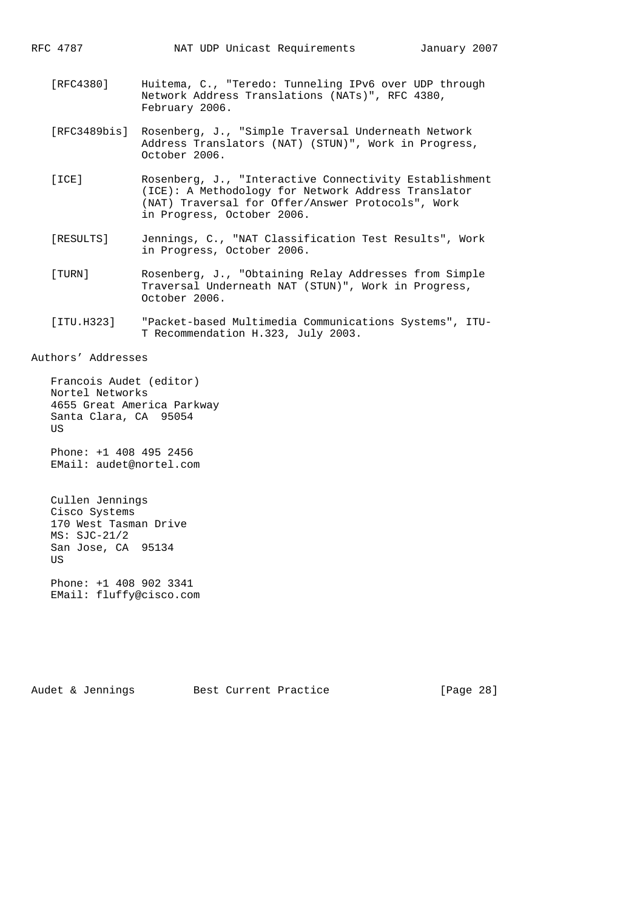[RFC4380] Huitema, C., "Teredo: Tunneling IPv6 over UDP through Network Address Translations (NATs)", RFC 4380, February 2006.

[RFC3489bis] Rosenberg, J., "Simple Traversal Underneath Network Address Translators (NAT) (STUN)", Work in Progress, October 2006.

[ICE] Rosenberg, J., "Interactive Connectivity Establishment (ICE): A Methodology for Network Address Translator (NAT) Traversal for Offer/Answer Protocols", Work in Progress, October 2006.

[RESULTS] Jennings, C., "NAT Classification Test Results", Work in Progress, October 2006.

[TURN] Rosenberg, J., "Obtaining Relay Addresses from Simple Traversal Underneath NAT (STUN)", Work in Progress, October 2006.

[ITU.H323] "Packet-based Multimedia Communications Systems", ITU-T Recommendation H.323, July 2003.

## Authors' Addresses

Francois Audet (editor)
Nortel Networks
4655 Great America Parkway
Santa Clara, CA 95054
US

Phone: +1 408 495 2456
EMail: audet@nortel.com

Cullen Jennings
Cisco Systems
170 West Tasman Drive
MS: SJC-21/2
San Jose, CA 95134
US

Phone: +1 408 902 3341
EMail: fluffy@cisco.com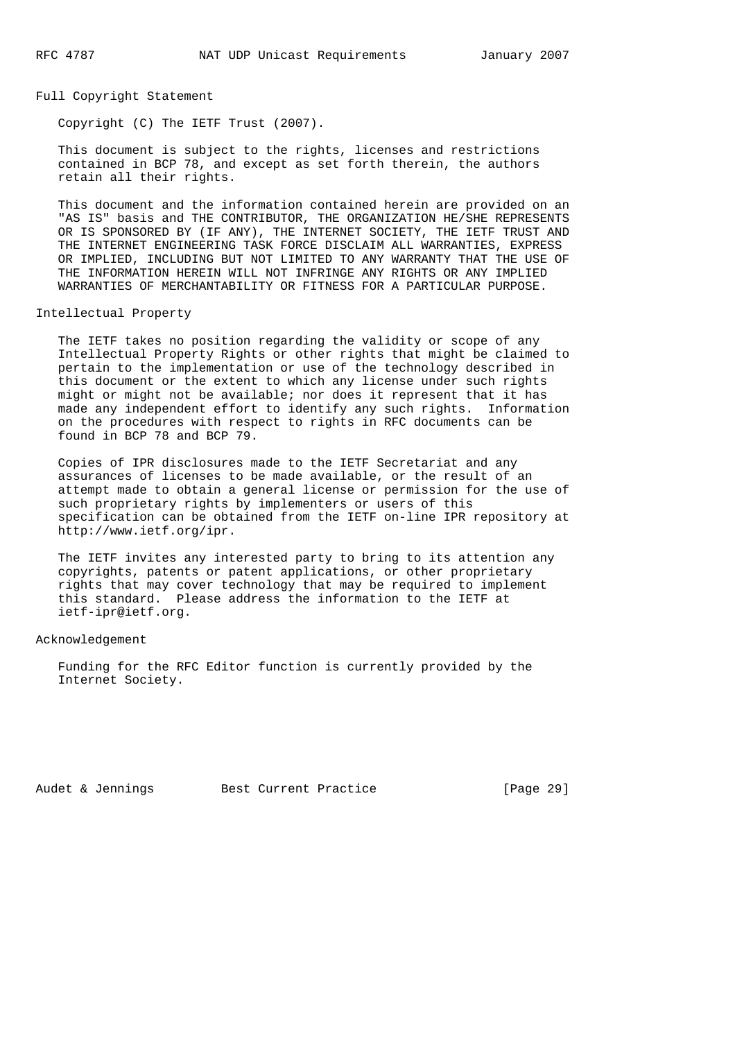## Full Copyright Statement

Copyright (C) The IETF Trust (2007).

This document is subject to the rights, licenses and restrictions contained in BCP 78, and except as set forth therein, the authors retain all their rights.

This document and the information contained herein are provided on an "AS IS" basis and THE CONTRIBUTOR, THE ORGANIZATION HE/SHE REPRESENTS OR IS SPONSORED BY (IF ANY), THE INTERNET SOCIETY, THE IETF TRUST AND THE INTERNET ENGINEERING TASK FORCE DISCLAIM ALL WARRANTIES, EXPRESS OR IMPLIED, INCLUDING BUT NOT LIMITED TO ANY WARRANTY THAT THE USE OF THE INFORMATION HEREIN WILL NOT INFRINGE ANY RIGHTS OR ANY IMPLIED WARRANTIES OF MERCHANTABILITY OR FITNESS FOR A PARTICULAR PURPOSE.

## Intellectual Property

The IETF takes no position regarding the validity or scope of any Intellectual Property Rights or other rights that might be claimed to pertain to the implementation or use of the technology described in this document or the extent to which any license under such rights might or might not be available; nor does it represent that it has made any independent effort to identify any such rights. Information on the procedures with respect to rights in RFC documents can be found in BCP 78 and BCP 79.

Copies of IPR disclosures made to the IETF Secretariat and any assurances of licenses to be made available, or the result of an attempt made to obtain a general license or permission for the use of such proprietary rights by implementers or users of this specification can be obtained from the IETF on-line IPR repository at http://www.ietf.org/ipr.

The IETF invites any interested party to bring to its attention any copyrights, patents or patent applications, or other proprietary rights that may cover technology that may be required to implement this standard. Please address the information to the IETF at ietf-ipr@ietf.org.

## Acknowledgement

Funding for the RFC Editor function is currently provided by the Internet Society.